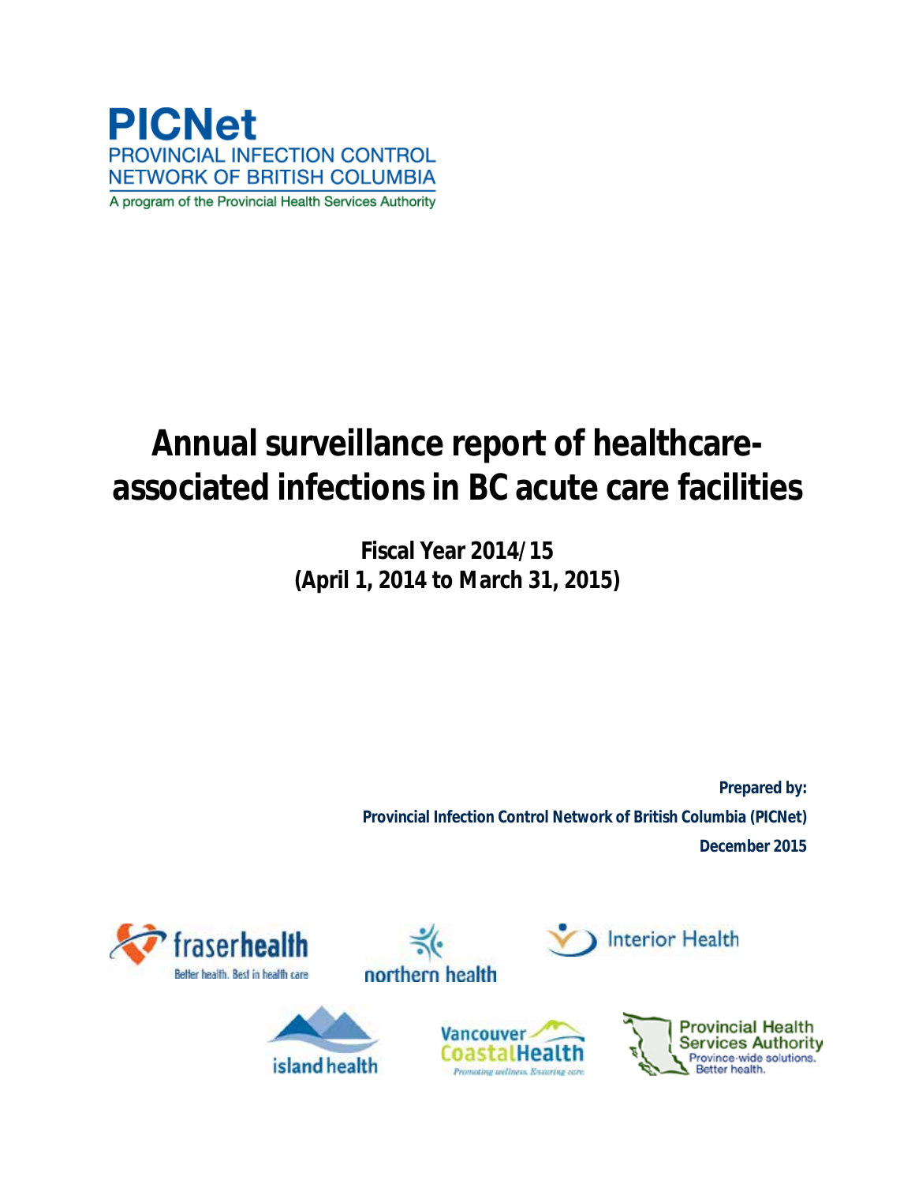**PICNet**
PROVINCIAL INFECTION CONTROL
NETWORK OF BRITISH COLUMBIA
A program of the Provincial Health Services Authority

# Annual surveillance report of healthcare-associated infections in BC acute care facilities

**Fiscal Year 2014/15**
**(April 1, 2014 to March 31, 2015)**

**Prepared by:**
**Provincial Infection Control Network of British Columbia (PICNet)**
**December 2015**

fraserhealth — Better health. Best in health care.
northern health
Interior Health
island health
Vancouver Coastal Health — Promoting wellness. Ensuring care.
Provincial Health Services Authority — Province-wide solutions. Better health.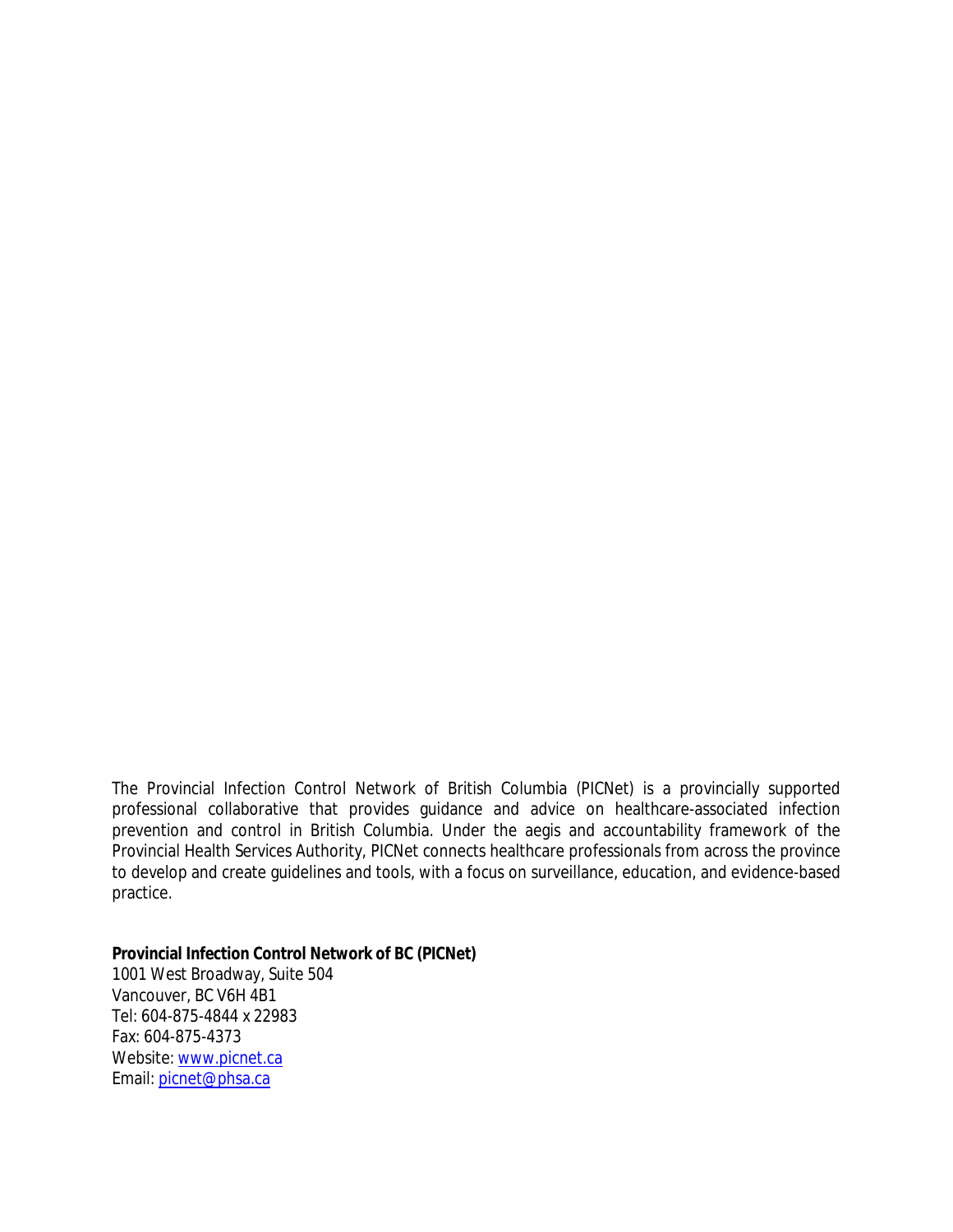The Provincial Infection Control Network of British Columbia (PICNet) is a provincially supported professional collaborative that provides guidance and advice on healthcare-associated infection prevention and control in British Columbia. Under the aegis and accountability framework of the Provincial Health Services Authority, PICNet connects healthcare professionals from across the province to develop and create guidelines and tools, with a focus on surveillance, education, and evidence-based practice.

**Provincial Infection Control Network of BC (PICNet)**
1001 West Broadway, Suite 504
Vancouver, BC V6H 4B1
Tel: 604-875-4844 x 22983
Fax: 604-875-4373
Website: www.picnet.ca
Email: picnet@phsa.ca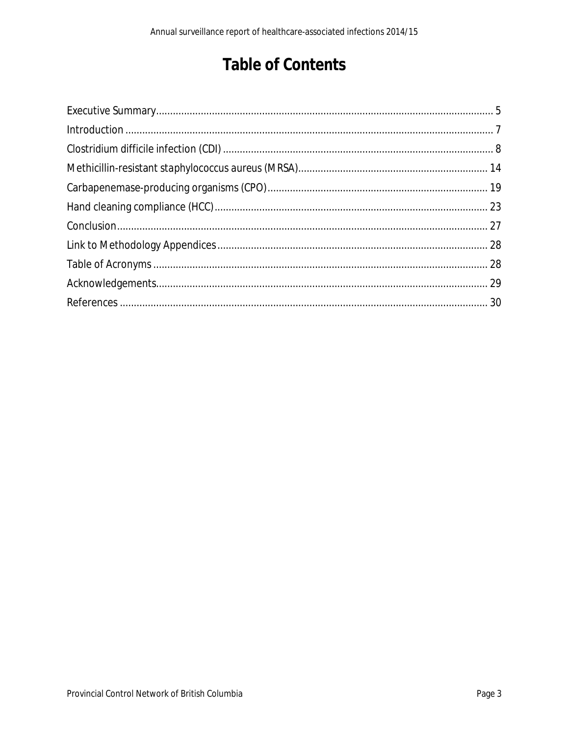# Table of Contents

Executive Summary ........ 5
Introduction ........ 7
Clostridium difficile infection (CDI) ........ 8
Methicillin-resistant staphylococcus aureus (MRSA) ........ 14
Carbapenemase-producing organisms (CPO) ........ 19
Hand cleaning compliance (HCC) ........ 23
Conclusion ........ 27
Link to Methodology Appendices ........ 28
Table of Acronyms ........ 28
Acknowledgements ........ 29
References ........ 30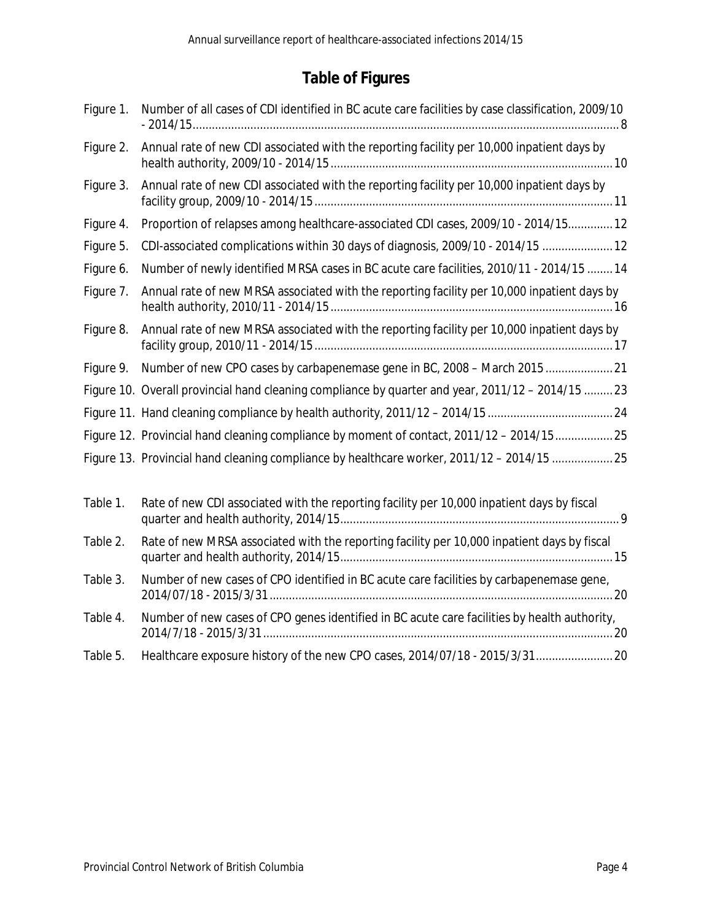# Table of Figures

Figure 1. Number of all cases of CDI identified in BC acute care facilities by case classification, 2009/10 - 2014/15 .......... 8

Figure 2. Annual rate of new CDI associated with the reporting facility per 10,000 inpatient days by health authority, 2009/10 - 2014/15 .......... 10

Figure 3. Annual rate of new CDI associated with the reporting facility per 10,000 inpatient days by facility group, 2009/10 - 2014/15 .......... 11

Figure 4. Proportion of relapses among healthcare-associated CDI cases, 2009/10 - 2014/15 .......... 12

Figure 5. CDI-associated complications within 30 days of diagnosis, 2009/10 - 2014/15 .......... 12

Figure 6. Number of newly identified MRSA cases in BC acute care facilities, 2010/11 - 2014/15 .......... 14

Figure 7. Annual rate of new MRSA associated with the reporting facility per 10,000 inpatient days by health authority, 2010/11 - 2014/15 .......... 16

Figure 8. Annual rate of new MRSA associated with the reporting facility per 10,000 inpatient days by facility group, 2010/11 - 2014/15 .......... 17

Figure 9. Number of new CPO cases by carbapenemase gene in BC, 2008 – March 2015 .......... 21

Figure 10. Overall provincial hand cleaning compliance by quarter and year, 2011/12 – 2014/15 .......... 23

Figure 11. Hand cleaning compliance by health authority, 2011/12 – 2014/15 .......... 24

Figure 12. Provincial hand cleaning compliance by moment of contact, 2011/12 – 2014/15 .......... 25

Figure 13. Provincial hand cleaning compliance by healthcare worker, 2011/12 – 2014/15 .......... 25

Table 1. Rate of new CDI associated with the reporting facility per 10,000 inpatient days by fiscal quarter and health authority, 2014/15 .......... 9

Table 2. Rate of new MRSA associated with the reporting facility per 10,000 inpatient days by fiscal quarter and health authority, 2014/15 .......... 15

Table 3. Number of new cases of CPO identified in BC acute care facilities by carbapenemase gene, 2014/07/18 - 2015/3/31 .......... 20

Table 4. Number of new cases of CPO genes identified in BC acute care facilities by health authority, 2014/7/18 - 2015/3/31 .......... 20

Table 5. Healthcare exposure history of the new CPO cases, 2014/07/18 - 2015/3/31 .......... 20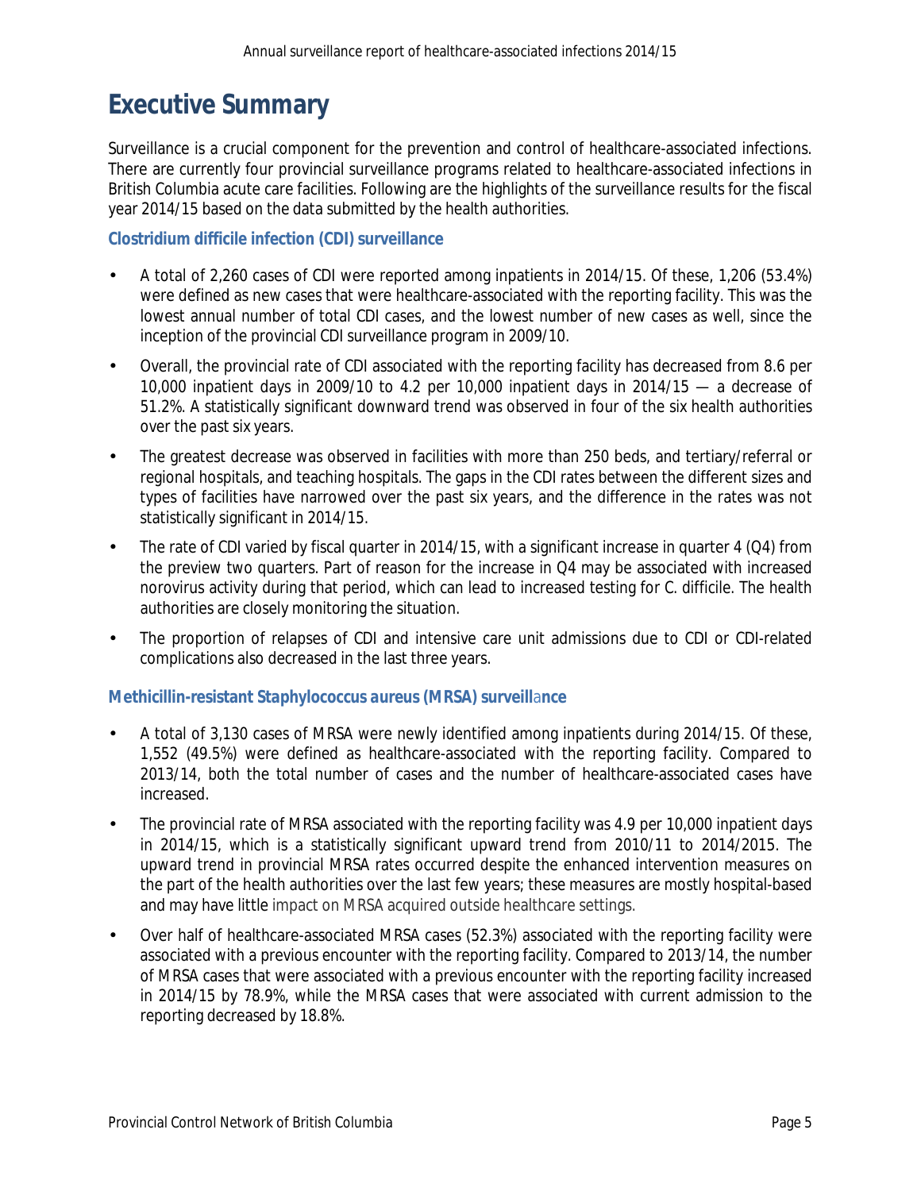# Executive Summary

Surveillance is a crucial component for the prevention and control of healthcare-associated infections. There are currently four provincial surveillance programs related to healthcare-associated infections in British Columbia acute care facilities. Following are the highlights of the surveillance results for the fiscal year 2014/15 based on the data submitted by the health authorities.

### Clostridium difficile infection (CDI) surveillance

- A total of 2,260 cases of CDI were reported among inpatients in 2014/15. Of these, 1,206 (53.4%) were defined as new cases that were healthcare-associated with the reporting facility. This was the lowest annual number of total CDI cases, and the lowest number of new cases as well, since the inception of the provincial CDI surveillance program in 2009/10.
- Overall, the provincial rate of CDI associated with the reporting facility has decreased from 8.6 per 10,000 inpatient days in 2009/10 to 4.2 per 10,000 inpatient days in 2014/15 — a decrease of 51.2%. A statistically significant downward trend was observed in four of the six health authorities over the past six years.
- The greatest decrease was observed in facilities with more than 250 beds, and tertiary/referral or regional hospitals, and teaching hospitals. The gaps in the CDI rates between the different sizes and types of facilities have narrowed over the past six years, and the difference in the rates was not statistically significant in 2014/15.
- The rate of CDI varied by fiscal quarter in 2014/15, with a significant increase in quarter 4 (Q4) from the preview two quarters. Part of reason for the increase in Q4 may be associated with increased norovirus activity during that period, which can lead to increased testing for C. difficile. The health authorities are closely monitoring the situation.
- The proportion of relapses of CDI and intensive care unit admissions due to CDI or CDI-related complications also decreased in the last three years.

### Methicillin-resistant Staphylococcus aureus (MRSA) surveillance

- A total of 3,130 cases of MRSA were newly identified among inpatients during 2014/15. Of these, 1,552 (49.5%) were defined as healthcare-associated with the reporting facility. Compared to 2013/14, both the total number of cases and the number of healthcare-associated cases have increased.
- The provincial rate of MRSA associated with the reporting facility was 4.9 per 10,000 inpatient days in 2014/15, which is a statistically significant upward trend from 2010/11 to 2014/2015. The upward trend in provincial MRSA rates occurred despite the enhanced intervention measures on the part of the health authorities over the last few years; these measures are mostly hospital-based and may have little impact on MRSA acquired outside healthcare settings.
- Over half of healthcare-associated MRSA cases (52.3%) associated with the reporting facility were associated with a previous encounter with the reporting facility. Compared to 2013/14, the number of MRSA cases that were associated with a previous encounter with the reporting facility increased in 2014/15 by 78.9%, while the MRSA cases that were associated with current admission to the reporting decreased by 18.8%.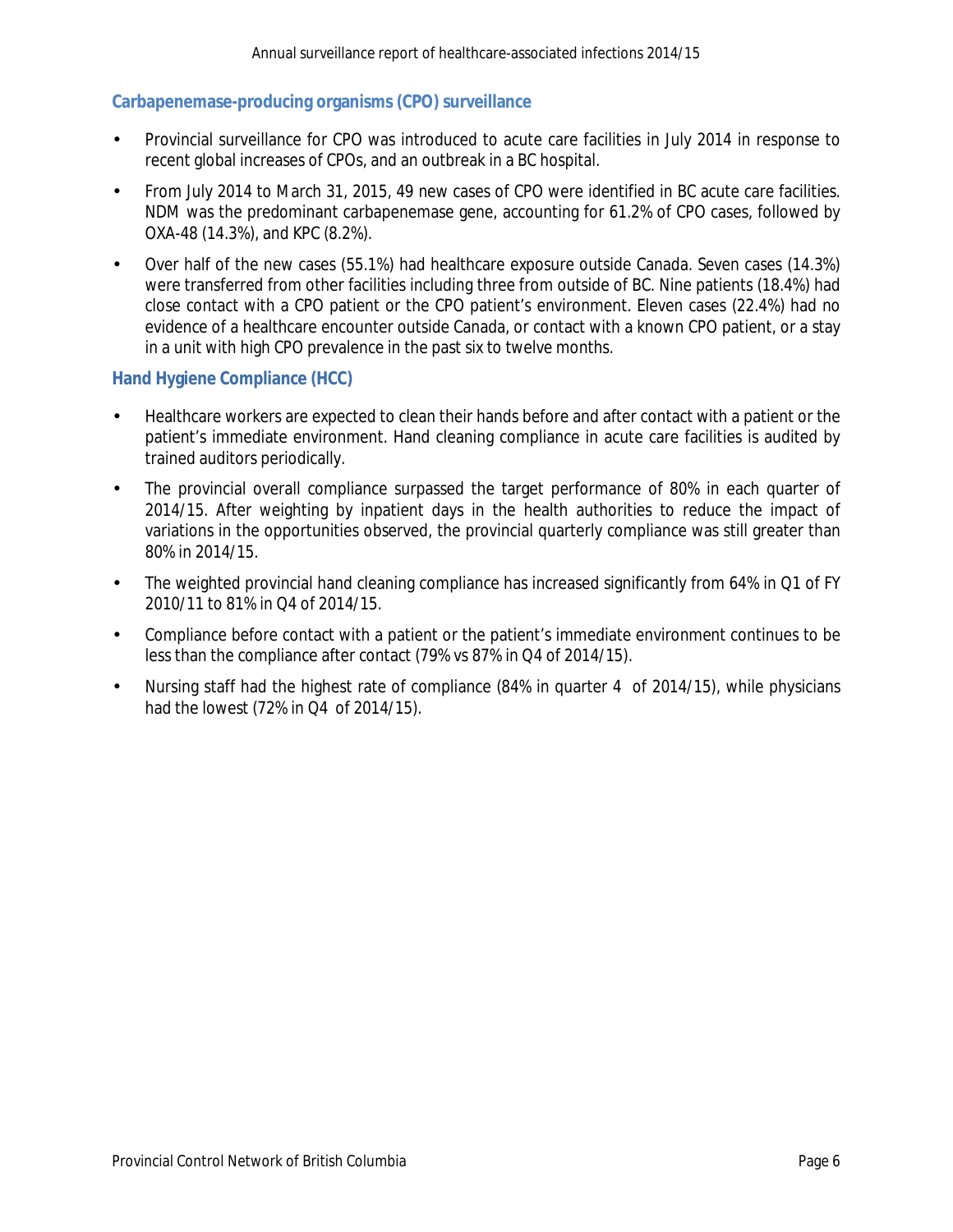## Carbapenemase-producing organisms (CPO) surveillance

- Provincial surveillance for CPO was introduced to acute care facilities in July 2014 in response to recent global increases of CPOs, and an outbreak in a BC hospital.
- From July 2014 to March 31, 2015, 49 new cases of CPO were identified in BC acute care facilities. NDM was the predominant carbapenemase gene, accounting for 61.2% of CPO cases, followed by OXA-48 (14.3%), and KPC (8.2%).
- Over half of the new cases (55.1%) had healthcare exposure outside Canada. Seven cases (14.3%) were transferred from other facilities including three from outside of BC. Nine patients (18.4%) had close contact with a CPO patient or the CPO patient's environment. Eleven cases (22.4%) had no evidence of a healthcare encounter outside Canada, or contact with a known CPO patient, or a stay in a unit with high CPO prevalence in the past six to twelve months.

## Hand Hygiene Compliance (HCC)

- Healthcare workers are expected to clean their hands before and after contact with a patient or the patient's immediate environment. Hand cleaning compliance in acute care facilities is audited by trained auditors periodically.
- The provincial overall compliance surpassed the target performance of 80% in each quarter of 2014/15. After weighting by inpatient days in the health authorities to reduce the impact of variations in the opportunities observed, the provincial quarterly compliance was still greater than 80% in 2014/15.
- The weighted provincial hand cleaning compliance has increased significantly from 64% in Q1 of FY 2010/11 to 81% in Q4 of 2014/15.
- Compliance before contact with a patient or the patient's immediate environment continues to be less than the compliance after contact (79% vs 87% in Q4 of 2014/15).
- Nursing staff had the highest rate of compliance (84% in quarter 4 of 2014/15), while physicians had the lowest (72% in Q4 of 2014/15).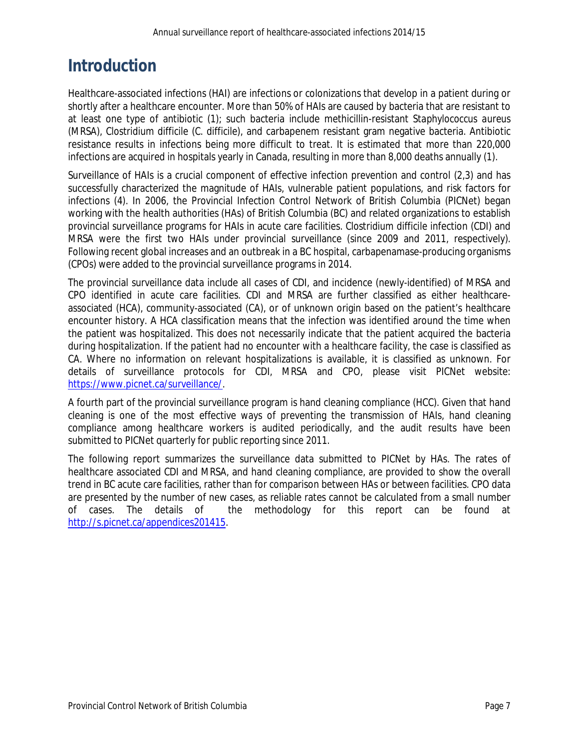# Introduction

Healthcare-associated infections (HAI) are infections or colonizations that develop in a patient during or shortly after a healthcare encounter. More than 50% of HAIs are caused by bacteria that are resistant to at least one type of antibiotic (1); such bacteria include methicillin-resistant *Staphylococcus aureus* (MRSA), Clostridium difficile (C. difficile), and carbapenem resistant gram negative bacteria. Antibiotic resistance results in infections being more difficult to treat. It is estimated that more than 220,000 infections are acquired in hospitals yearly in Canada, resulting in more than 8,000 deaths annually (1).

Surveillance of HAIs is a crucial component of effective infection prevention and control (2,3) and has successfully characterized the magnitude of HAIs, vulnerable patient populations, and risk factors for infections (4). In 2006, the Provincial Infection Control Network of British Columbia (PICNet) began working with the health authorities (HAs) of British Columbia (BC) and related organizations to establish provincial surveillance programs for HAIs in acute care facilities. Clostridium difficile infection (CDI) and MRSA were the first two HAIs under provincial surveillance (since 2009 and 2011, respectively). Following recent global increases and an outbreak in a BC hospital, carbapenamase-producing organisms (CPOs) were added to the provincial surveillance programs in 2014.

The provincial surveillance data include all cases of CDI, and incidence (newly-identified) of MRSA and CPO identified in acute care facilities. CDI and MRSA are further classified as either healthcare-associated (HCA), community-associated (CA), or of unknown origin based on the patient's healthcare encounter history. A HCA classification means that the infection was identified around the time when the patient was hospitalized. This does not necessarily indicate that the patient acquired the bacteria during hospitalization. If the patient had no encounter with a healthcare facility, the case is classified as CA. Where no information on relevant hospitalizations is available, it is classified as unknown. For details of surveillance protocols for CDI, MRSA and CPO, please visit PICNet website: [https://www.picnet.ca/surveillance/](https://www.picnet.ca/surveillance/).

A fourth part of the provincial surveillance program is hand cleaning compliance (HCC). Given that hand cleaning is one of the most effective ways of preventing the transmission of HAIs, hand cleaning compliance among healthcare workers is audited periodically, and the audit results have been submitted to PICNet quarterly for public reporting since 2011.

The following report summarizes the surveillance data submitted to PICNet by HAs. The rates of healthcare associated CDI and MRSA, and hand cleaning compliance, are provided to show the overall trend in BC acute care facilities, rather than for comparison between HAs or between facilities. CPO data are presented by the number of new cases, as reliable rates cannot be calculated from a small number of cases. The details of the methodology for this report can be found at [http://s.picnet.ca/appendices201415](http://s.picnet.ca/appendices201415).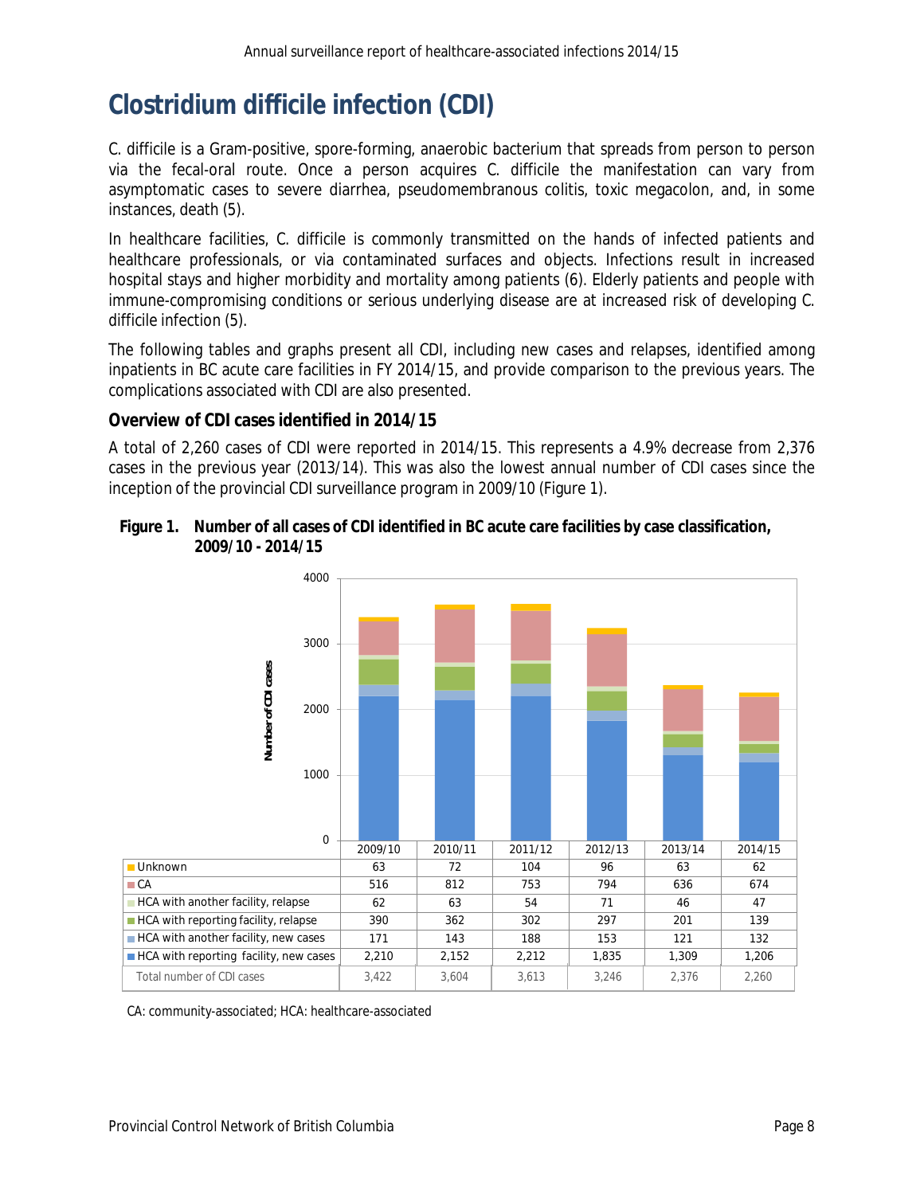# Clostridium difficile infection (CDI)

C. difficile is a Gram-positive, spore-forming, anaerobic bacterium that spreads from person to person via the fecal-oral route. Once a person acquires C. difficile the manifestation can vary from asymptomatic cases to severe diarrhea, pseudomembranous colitis, toxic megacolon, and, in some instances, death (5).

In healthcare facilities, C. difficile is commonly transmitted on the hands of infected patients and healthcare professionals, or via contaminated surfaces and objects. Infections result in increased hospital stays and higher morbidity and mortality among patients (6). Elderly patients and people with immune-compromising conditions or serious underlying disease are at increased risk of developing C. difficile infection (5).

The following tables and graphs present all CDI, including new cases and relapses, identified among inpatients in BC acute care facilities in FY 2014/15, and provide comparison to the previous years. The complications associated with CDI are also presented.

### Overview of CDI cases identified in 2014/15

A total of 2,260 cases of CDI were reported in 2014/15. This represents a 4.9% decrease from 2,376 cases in the previous year (2013/14). This was also the lowest annual number of CDI cases since the inception of the provincial CDI surveillance program in 2009/10 (Figure 1).

**Figure 1. Number of all cases of CDI identified in BC acute care facilities by case classification, 2009/10 - 2014/15**

| | 2009/10 | 2010/11 | 2011/12 | 2012/13 | 2013/14 | 2014/15 |
|---|---|---|---|---|---|---|
| Unknown | 63 | 72 | 104 | 96 | 63 | 62 |
| CA | 516 | 812 | 753 | 794 | 636 | 674 |
| HCA with another facility, relapse | 62 | 63 | 54 | 71 | 46 | 47 |
| HCA with reporting facility, relapse | 390 | 362 | 302 | 297 | 201 | 139 |
| HCA with another facility, new cases | 171 | 143 | 188 | 153 | 121 | 132 |
| HCA with reporting facility, new cases | 2,210 | 2,152 | 2,212 | 1,835 | 1,309 | 1,206 |
| Total number of CDI cases | 3,422 | 3,604 | 3,613 | 3,246 | 2,376 | 2,260 |

CA: community-associated; HCA: healthcare-associated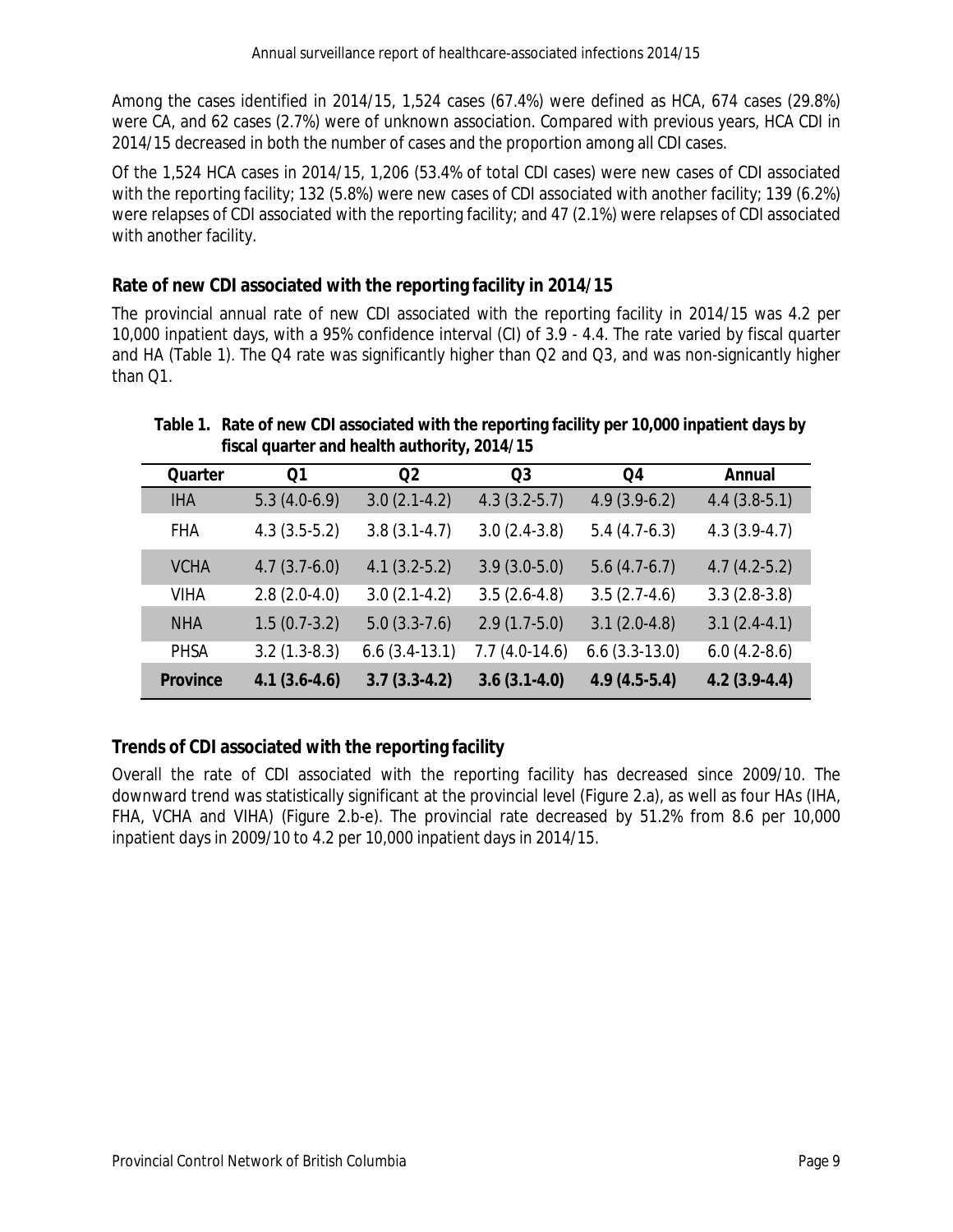Among the cases identified in 2014/15, 1,524 cases (67.4%) were defined as HCA, 674 cases (29.8%) were CA, and 62 cases (2.7%) were of unknown association. Compared with previous years, HCA CDI in 2014/15 decreased in both the number of cases and the proportion among all CDI cases.

Of the 1,524 HCA cases in 2014/15, 1,206 (53.4% of total CDI cases) were new cases of CDI associated with the reporting facility; 132 (5.8%) were new cases of CDI associated with another facility; 139 (6.2%) were relapses of CDI associated with the reporting facility; and 47 (2.1%) were relapses of CDI associated with another facility.

## Rate of new CDI associated with the reporting facility in 2014/15

The provincial annual rate of new CDI associated with the reporting facility in 2014/15 was 4.2 per 10,000 inpatient days, with a 95% confidence interval (CI) of 3.9 - 4.4. The rate varied by fiscal quarter and HA (Table 1). The Q4 rate was significantly higher than Q2 and Q3, and was non-signicantly higher than Q1.

**Table 1. Rate of new CDI associated with the reporting facility per 10,000 inpatient days by fiscal quarter and health authority, 2014/15**

| Quarter | Q1 | Q2 | Q3 | Q4 | Annual |
|---|---|---|---|---|---|
| IHA | 5.3 (4.0-6.9) | 3.0 (2.1-4.2) | 4.3 (3.2-5.7) | 4.9 (3.9-6.2) | 4.4 (3.8-5.1) |
| FHA | 4.3 (3.5-5.2) | 3.8 (3.1-4.7) | 3.0 (2.4-3.8) | 5.4 (4.7-6.3) | 4.3 (3.9-4.7) |
| VCHA | 4.7 (3.7-6.0) | 4.1 (3.2-5.2) | 3.9 (3.0-5.0) | 5.6 (4.7-6.7) | 4.7 (4.2-5.2) |
| VIHA | 2.8 (2.0-4.0) | 3.0 (2.1-4.2) | 3.5 (2.6-4.8) | 3.5 (2.7-4.6) | 3.3 (2.8-3.8) |
| NHA | 1.5 (0.7-3.2) | 5.0 (3.3-7.6) | 2.9 (1.7-5.0) | 3.1 (2.0-4.8) | 3.1 (2.4-4.1) |
| PHSA | 3.2 (1.3-8.3) | 6.6 (3.4-13.1) | 7.7 (4.0-14.6) | 6.6 (3.3-13.0) | 6.0 (4.2-8.6) |
| **Province** | **4.1 (3.6-4.6)** | **3.7 (3.3-4.2)** | **3.6 (3.1-4.0)** | **4.9 (4.5-5.4)** | **4.2 (3.9-4.4)** |

## Trends of CDI associated with the reporting facility

Overall the rate of CDI associated with the reporting facility has decreased since 2009/10. The downward trend was statistically significant at the provincial level (Figure 2.a), as well as four HAs (IHA, FHA, VCHA and VIHA) (Figure 2.b-e). The provincial rate decreased by 51.2% from 8.6 per 10,000 inpatient days in 2009/10 to 4.2 per 10,000 inpatient days in 2014/15.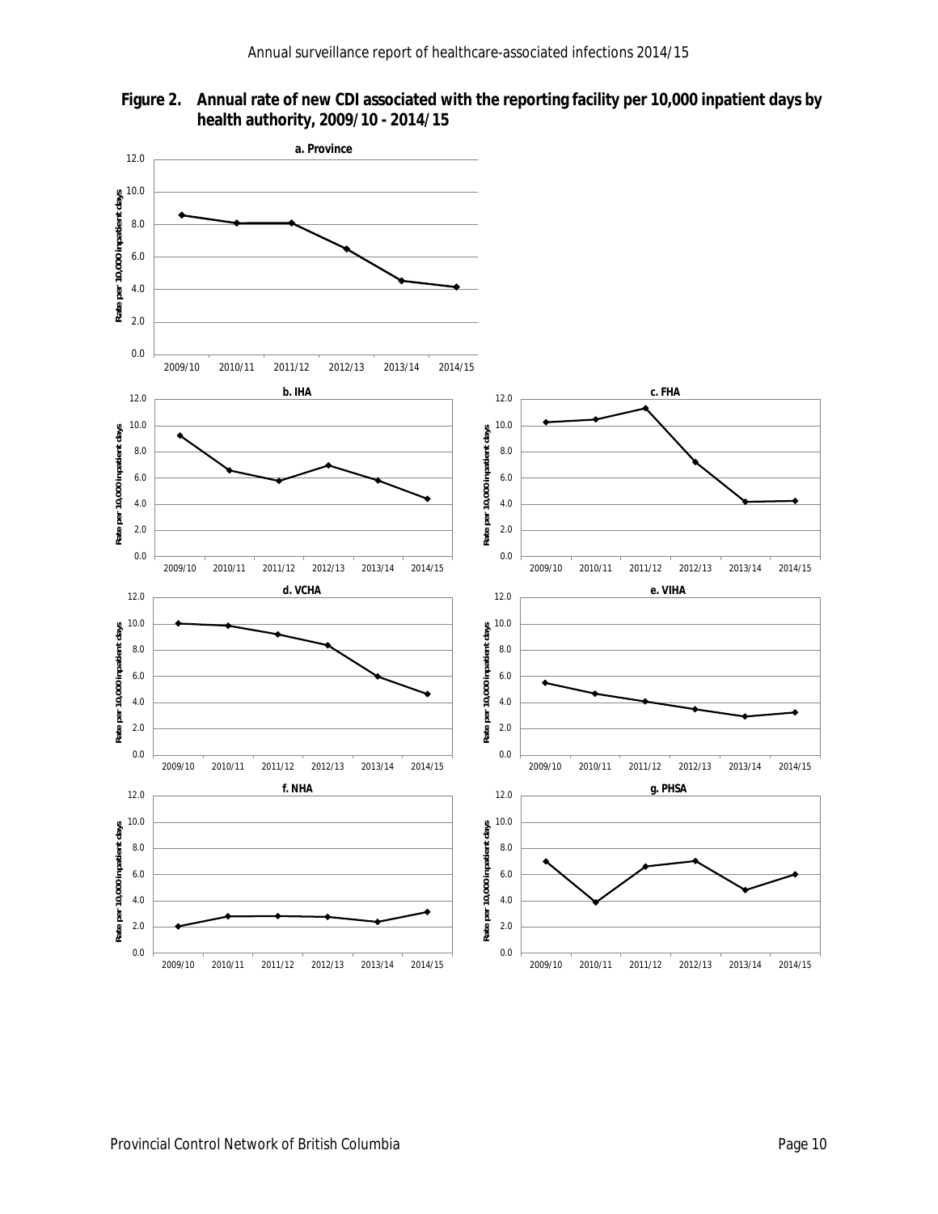**Figure 2. Annual rate of new CDI associated with the reporting facility per 10,000 inpatient days by health authority, 2009/10 - 2014/15**

**a. Province**

**b. IHA**

**c. FHA**

**d. VCHA**

**e. VIHA**

**f. NHA**

**g. PHSA**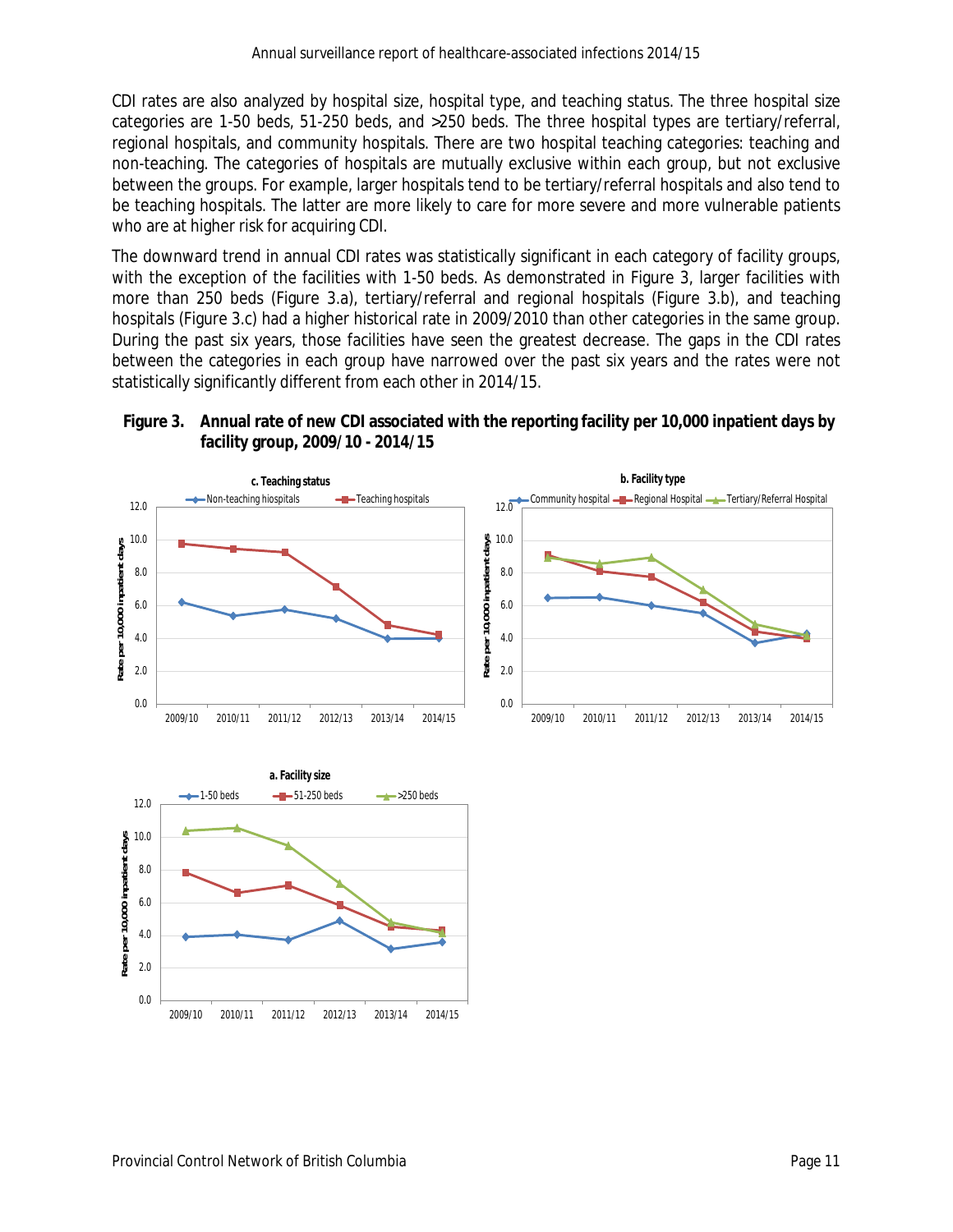CDI rates are also analyzed by hospital size, hospital type, and teaching status. The three hospital size categories are 1-50 beds, 51-250 beds, and >250 beds. The three hospital types are tertiary/referral, regional hospitals, and community hospitals. There are two hospital teaching categories: teaching and non-teaching. The categories of hospitals are mutually exclusive within each group, but not exclusive between the groups. For example, larger hospitals tend to be tertiary/referral hospitals and also tend to be teaching hospitals. The latter are more likely to care for more severe and more vulnerable patients who are at higher risk for acquiring CDI.

The downward trend in annual CDI rates was statistically significant in each category of facility groups, with the exception of the facilities with 1-50 beds. As demonstrated in Figure 3, larger facilities with more than 250 beds (Figure 3.a), tertiary/referral and regional hospitals (Figure 3.b), and teaching hospitals (Figure 3.c) had a higher historical rate in 2009/2010 than other categories in the same group. During the past six years, those facilities have seen the greatest decrease. The gaps in the CDI rates between the categories in each group have narrowed over the past six years and the rates were not statistically significantly different from each other in 2014/15.

**Figure 3. Annual rate of new CDI associated with the reporting facility per 10,000 inpatient days by facility group, 2009/10 - 2014/15**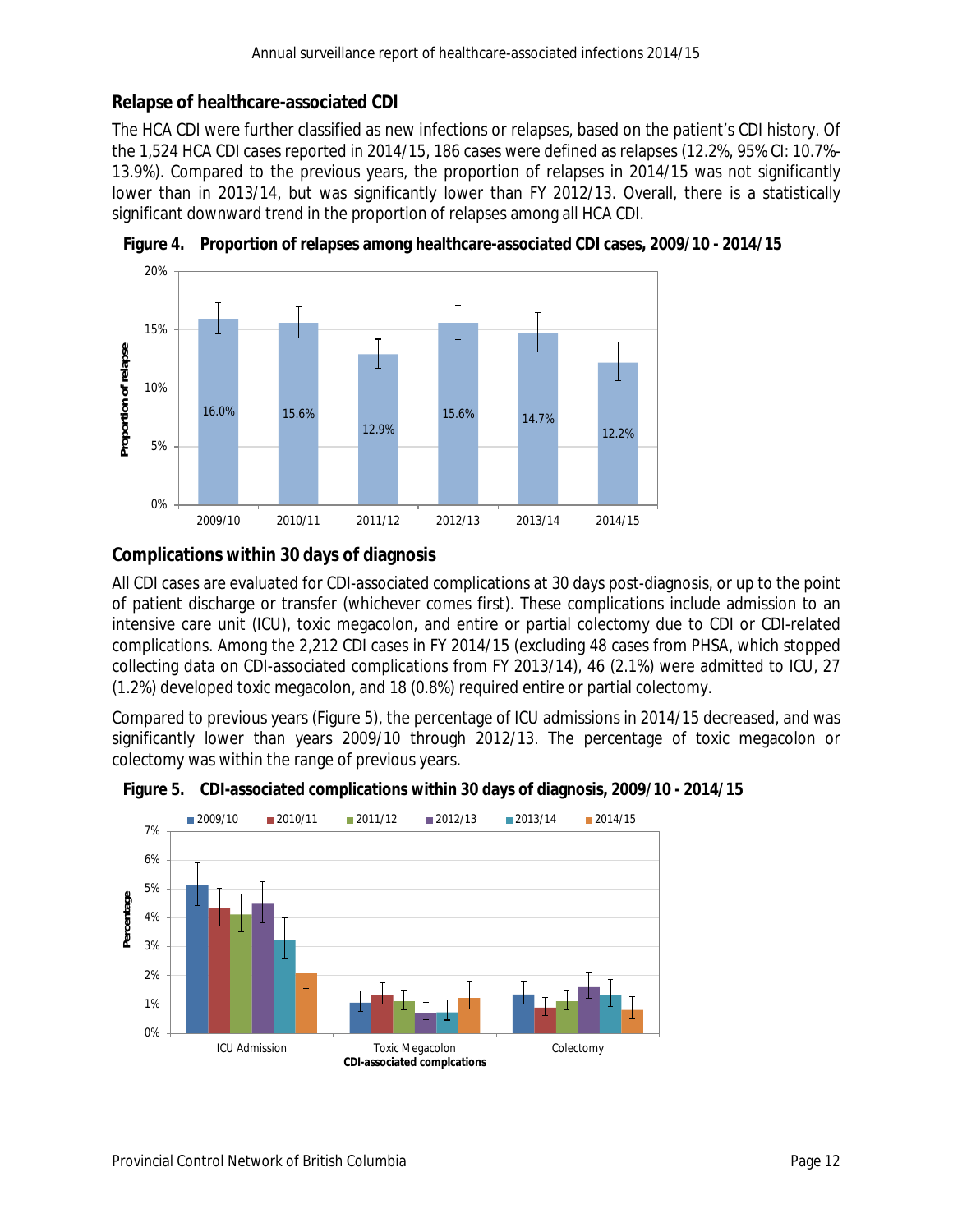## Relapse of healthcare-associated CDI

The HCA CDI were further classified as new infections or relapses, based on the patient's CDI history. Of the 1,524 HCA CDI cases reported in 2014/15, 186 cases were defined as relapses (12.2%, 95% CI: 10.7%-13.9%). Compared to the previous years, the proportion of relapses in 2014/15 was not significantly lower than in 2013/14, but was significantly lower than FY 2012/13. Overall, there is a statistically significant downward trend in the proportion of relapses among all HCA CDI.

**Figure 4. Proportion of relapses among healthcare-associated CDI cases, 2009/10 - 2014/15**

| Fiscal year | Proportion of relapse |
|---|---|
| 2009/10 | 16.0% |
| 2010/11 | 15.6% |
| 2011/12 | 12.9% |
| 2012/13 | 15.6% |
| 2013/14 | 14.7% |
| 2014/15 | 12.2% |

## Complications within 30 days of diagnosis

All CDI cases are evaluated for CDI-associated complications at 30 days post-diagnosis, or up to the point of patient discharge or transfer (whichever comes first). These complications include admission to an intensive care unit (ICU), toxic megacolon, and entire or partial colectomy due to CDI or CDI-related complications. Among the 2,212 CDI cases in FY 2014/15 (excluding 48 cases from PHSA, which stopped collecting data on CDI-associated complications from FY 2013/14), 46 (2.1%) were admitted to ICU, 27 (1.2%) developed toxic megacolon, and 18 (0.8%) required entire or partial colectomy.

Compared to previous years (Figure 5), the percentage of ICU admissions in 2014/15 decreased, and was significantly lower than years 2009/10 through 2012/13. The percentage of toxic megacolon or colectomy was within the range of previous years.

**Figure 5. CDI-associated complications within 30 days of diagnosis, 2009/10 - 2014/15**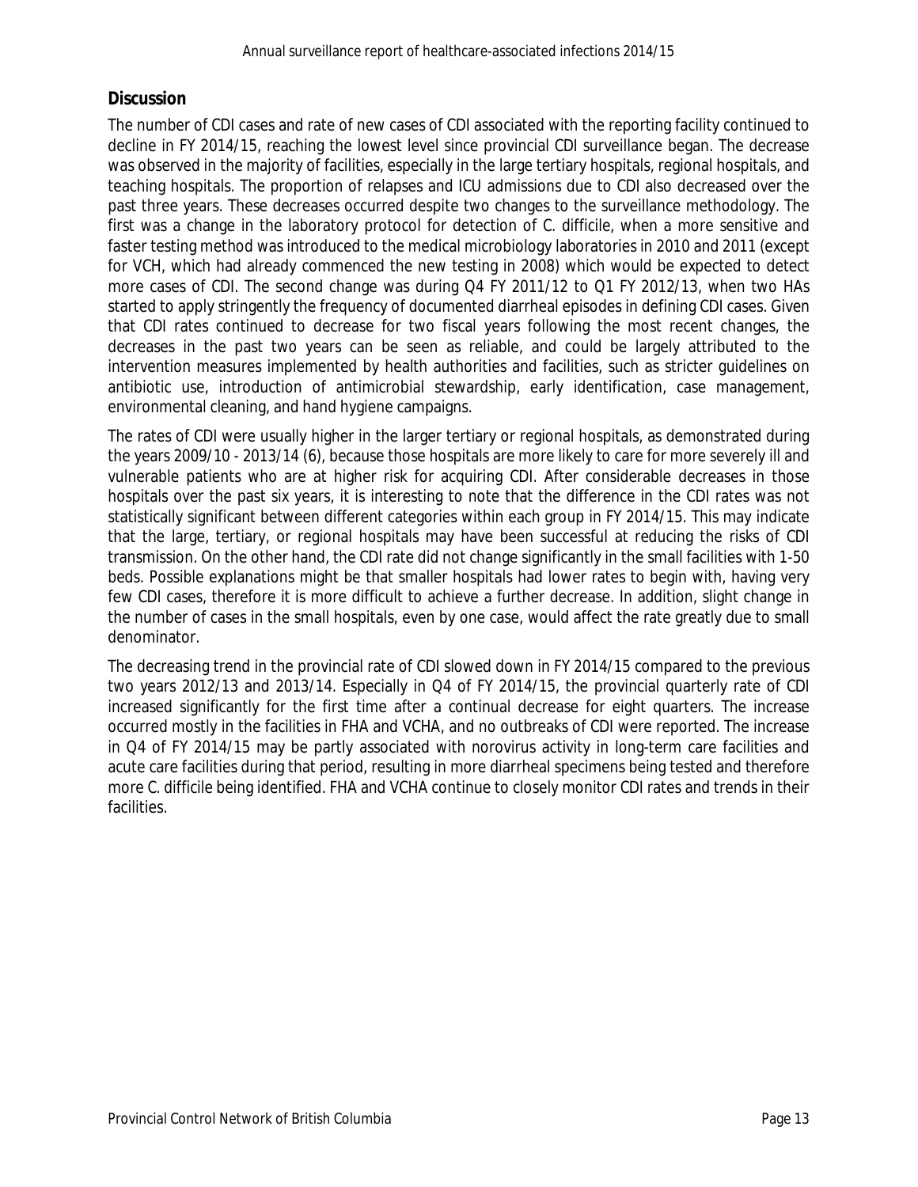## Discussion

The number of CDI cases and rate of new cases of CDI associated with the reporting facility continued to decline in FY 2014/15, reaching the lowest level since provincial CDI surveillance began. The decrease was observed in the majority of facilities, especially in the large tertiary hospitals, regional hospitals, and teaching hospitals. The proportion of relapses and ICU admissions due to CDI also decreased over the past three years. These decreases occurred despite two changes to the surveillance methodology. The first was a change in the laboratory protocol for detection of C. difficile, when a more sensitive and faster testing method was introduced to the medical microbiology laboratories in 2010 and 2011 (except for VCH, which had already commenced the new testing in 2008) which would be expected to detect more cases of CDI. The second change was during Q4 FY 2011/12 to Q1 FY 2012/13, when two HAs started to apply stringently the frequency of documented diarrheal episodes in defining CDI cases. Given that CDI rates continued to decrease for two fiscal years following the most recent changes, the decreases in the past two years can be seen as reliable, and could be largely attributed to the intervention measures implemented by health authorities and facilities, such as stricter guidelines on antibiotic use, introduction of antimicrobial stewardship, early identification, case management, environmental cleaning, and hand hygiene campaigns.

The rates of CDI were usually higher in the larger tertiary or regional hospitals, as demonstrated during the years 2009/10 - 2013/14 (6), because those hospitals are more likely to care for more severely ill and vulnerable patients who are at higher risk for acquiring CDI. After considerable decreases in those hospitals over the past six years, it is interesting to note that the difference in the CDI rates was not statistically significant between different categories within each group in FY 2014/15. This may indicate that the large, tertiary, or regional hospitals may have been successful at reducing the risks of CDI transmission. On the other hand, the CDI rate did not change significantly in the small facilities with 1-50 beds. Possible explanations might be that smaller hospitals had lower rates to begin with, having very few CDI cases, therefore it is more difficult to achieve a further decrease. In addition, slight change in the number of cases in the small hospitals, even by one case, would affect the rate greatly due to small denominator.

The decreasing trend in the provincial rate of CDI slowed down in FY 2014/15 compared to the previous two years 2012/13 and 2013/14. Especially in Q4 of FY 2014/15, the provincial quarterly rate of CDI increased significantly for the first time after a continual decrease for eight quarters. The increase occurred mostly in the facilities in FHA and VCHA, and no outbreaks of CDI were reported. The increase in Q4 of FY 2014/15 may be partly associated with norovirus activity in long-term care facilities and acute care facilities during that period, resulting in more diarrheal specimens being tested and therefore more C. difficile being identified. FHA and VCHA continue to closely monitor CDI rates and trends in their facilities.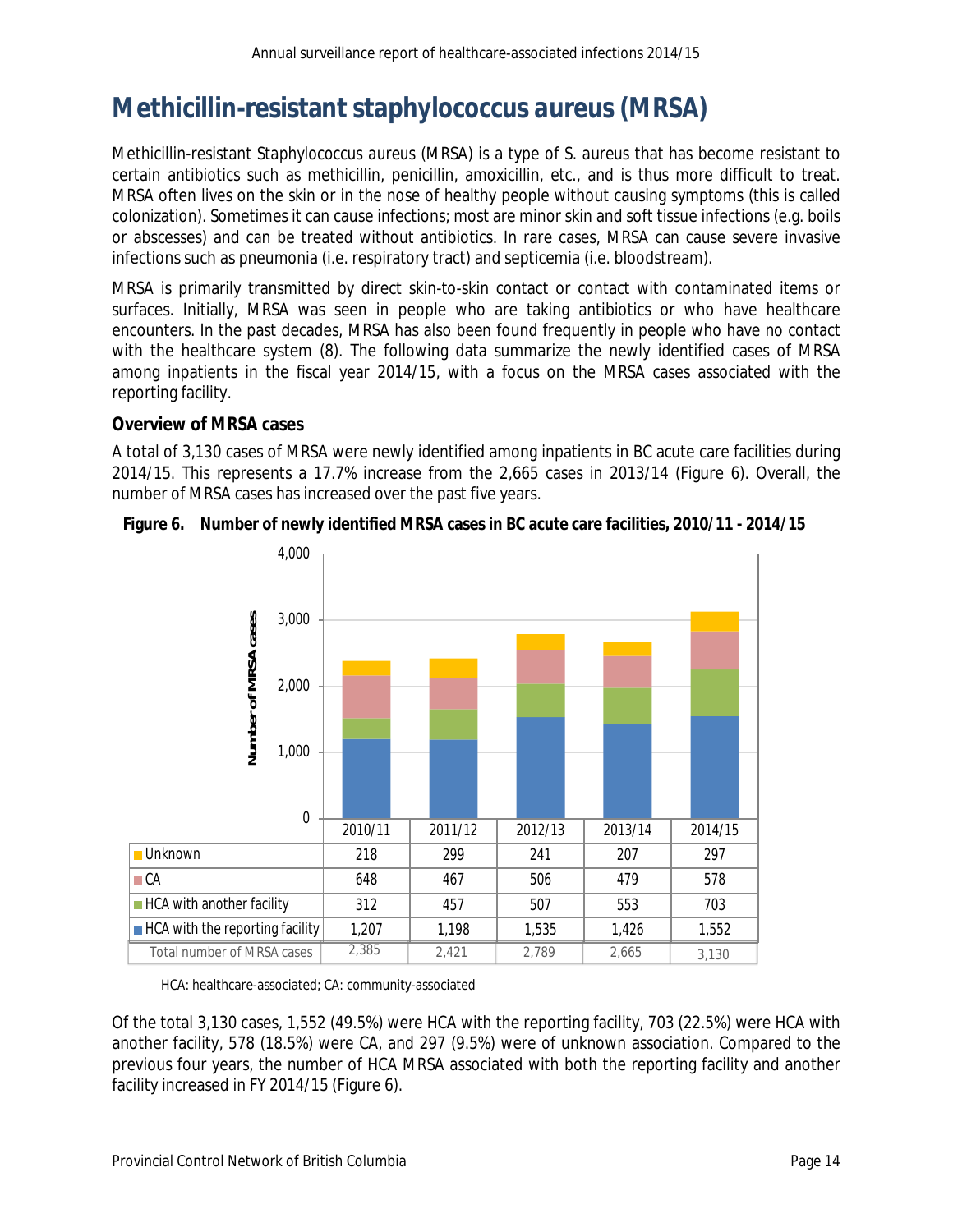# Methicillin-resistant staphylococcus aureus (MRSA)

Methicillin-resistant Staphylococcus aureus (MRSA) is a type of S. aureus that has become resistant to certain antibiotics such as methicillin, penicillin, amoxicillin, etc., and is thus more difficult to treat. MRSA often lives on the skin or in the nose of healthy people without causing symptoms (this is called colonization). Sometimes it can cause infections; most are minor skin and soft tissue infections (e.g. boils or abscesses) and can be treated without antibiotics. In rare cases, MRSA can cause severe invasive infections such as pneumonia (i.e. respiratory tract) and septicemia (i.e. bloodstream).

MRSA is primarily transmitted by direct skin-to-skin contact or contact with contaminated items or surfaces. Initially, MRSA was seen in people who are taking antibiotics or who have healthcare encounters. In the past decades, MRSA has also been found frequently in people who have no contact with the healthcare system (8). The following data summarize the newly identified cases of MRSA among inpatients in the fiscal year 2014/15, with a focus on the MRSA cases associated with the reporting facility.

### Overview of MRSA cases

A total of 3,130 cases of MRSA were newly identified among inpatients in BC acute care facilities during 2014/15. This represents a 17.7% increase from the 2,665 cases in 2013/14 (Figure 6). Overall, the number of MRSA cases has increased over the past five years.

**Figure 6. Number of newly identified MRSA cases in BC acute care facilities, 2010/11 - 2014/15**

| | 2010/11 | 2011/12 | 2012/13 | 2013/14 | 2014/15 |
|---|---|---|---|---|---|
| Unknown | 218 | 299 | 241 | 207 | 297 |
| CA | 648 | 467 | 506 | 479 | 578 |
| HCA with another facility | 312 | 457 | 507 | 553 | 703 |
| HCA with the reporting facility | 1,207 | 1,198 | 1,535 | 1,426 | 1,552 |
| Total number of MRSA cases | 2,385 | 2,421 | 2,789 | 2,665 | 3,130 |

HCA: healthcare-associated; CA: community-associated

Of the total 3,130 cases, 1,552 (49.5%) were HCA with the reporting facility, 703 (22.5%) were HCA with another facility, 578 (18.5%) were CA, and 297 (9.5%) were of unknown association. Compared to the previous four years, the number of HCA MRSA associated with both the reporting facility and another facility increased in FY 2014/15 (Figure 6).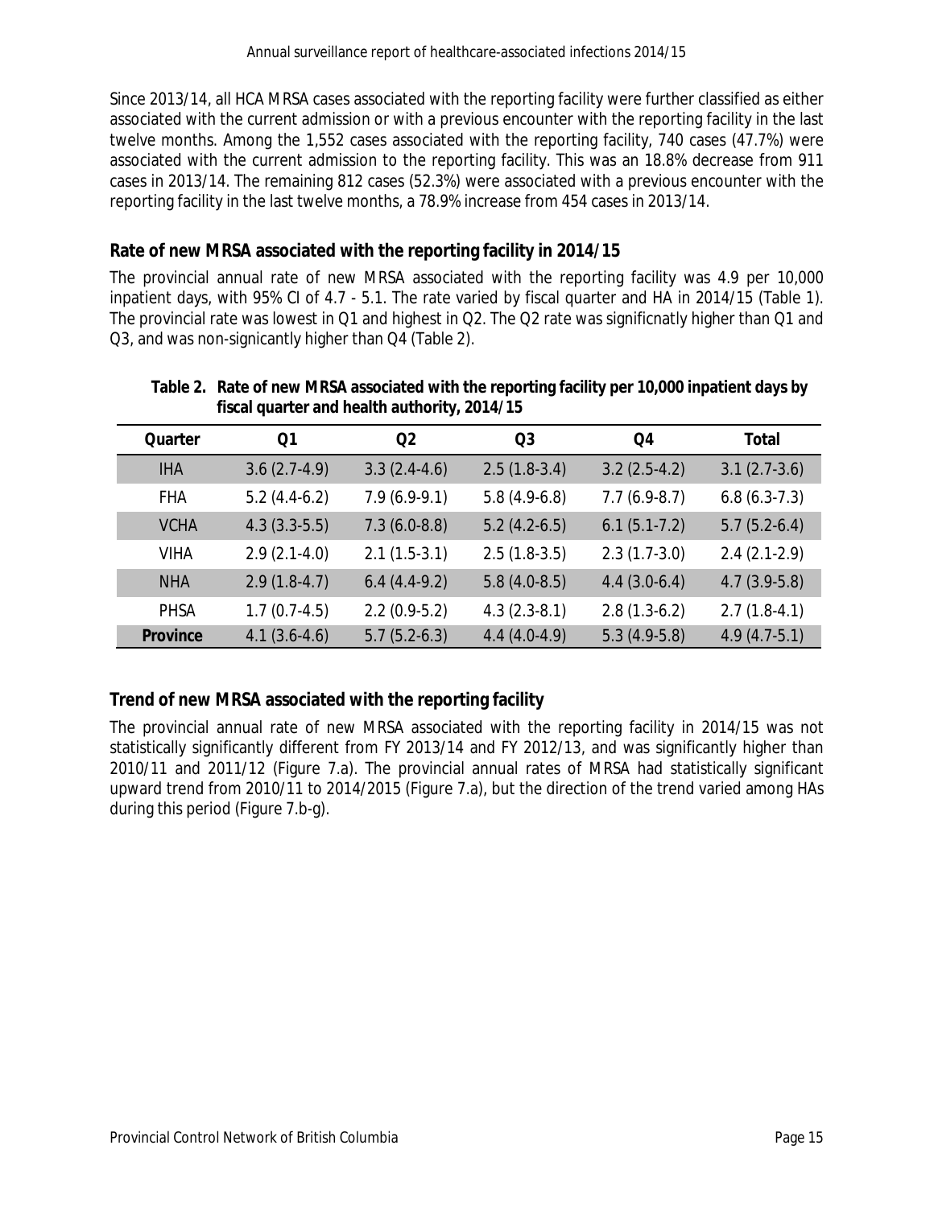Since 2013/14, all HCA MRSA cases associated with the reporting facility were further classified as either associated with the current admission or with a previous encounter with the reporting facility in the last twelve months. Among the 1,552 cases associated with the reporting facility, 740 cases (47.7%) were associated with the current admission to the reporting facility. This was an 18.8% decrease from 911 cases in 2013/14. The remaining 812 cases (52.3%) were associated with a previous encounter with the reporting facility in the last twelve months, a 78.9% increase from 454 cases in 2013/14.

## Rate of new MRSA associated with the reporting facility in 2014/15

The provincial annual rate of new MRSA associated with the reporting facility was 4.9 per 10,000 inpatient days, with 95% CI of 4.7 - 5.1. The rate varied by fiscal quarter and HA in 2014/15 (Table 1). The provincial rate was lowest in Q1 and highest in Q2. The Q2 rate was significnatly higher than Q1 and Q3, and was non-signicantly higher than Q4 (Table 2).

**Table 2. Rate of new MRSA associated with the reporting facility per 10,000 inpatient days by fiscal quarter and health authority, 2014/15**

| Quarter | Q1 | Q2 | Q3 | Q4 | Total |
|---|---|---|---|---|---|
| IHA | 3.6 (2.7-4.9) | 3.3 (2.4-4.6) | 2.5 (1.8-3.4) | 3.2 (2.5-4.2) | 3.1 (2.7-3.6) |
| FHA | 5.2 (4.4-6.2) | 7.9 (6.9-9.1) | 5.8 (4.9-6.8) | 7.7 (6.9-8.7) | 6.8 (6.3-7.3) |
| VCHA | 4.3 (3.3-5.5) | 7.3 (6.0-8.8) | 5.2 (4.2-6.5) | 6.1 (5.1-7.2) | 5.7 (5.2-6.4) |
| VIHA | 2.9 (2.1-4.0) | 2.1 (1.5-3.1) | 2.5 (1.8-3.5) | 2.3 (1.7-3.0) | 2.4 (2.1-2.9) |
| NHA | 2.9 (1.8-4.7) | 6.4 (4.4-9.2) | 5.8 (4.0-8.5) | 4.4 (3.0-6.4) | 4.7 (3.9-5.8) |
| PHSA | 1.7 (0.7-4.5) | 2.2 (0.9-5.2) | 4.3 (2.3-8.1) | 2.8 (1.3-6.2) | 2.7 (1.8-4.1) |
| **Province** | 4.1 (3.6-4.6) | 5.7 (5.2-6.3) | 4.4 (4.0-4.9) | 5.3 (4.9-5.8) | 4.9 (4.7-5.1) |

## Trend of new MRSA associated with the reporting facility

The provincial annual rate of new MRSA associated with the reporting facility in 2014/15 was not statistically significantly different from FY 2013/14 and FY 2012/13, and was significantly higher than 2010/11 and 2011/12 (Figure 7.a). The provincial annual rates of MRSA had statistically significant upward trend from 2010/11 to 2014/2015 (Figure 7.a), but the direction of the trend varied among HAs during this period (Figure 7.b-g).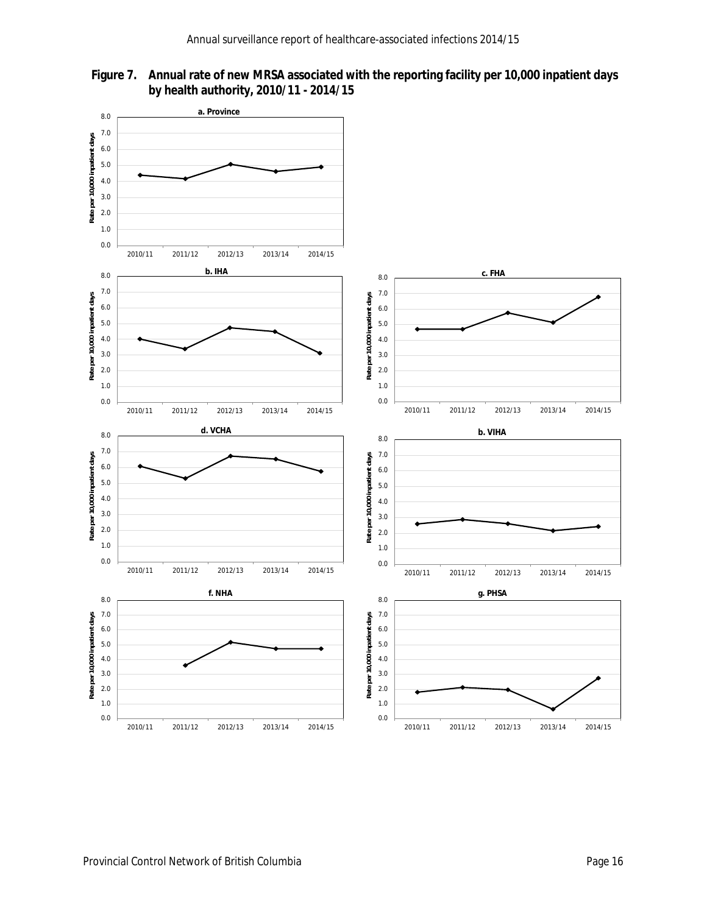**Figure 7. Annual rate of new MRSA associated with the reporting facility per 10,000 inpatient days by health authority, 2010/11 - 2014/15**

a. Province

b. IHA

c. FHA

d. VCHA

b. VIHA

f. NHA

g. PHSA

Rate per 10,000 inpatient days

2010/11 2011/12 2012/13 2013/14 2014/15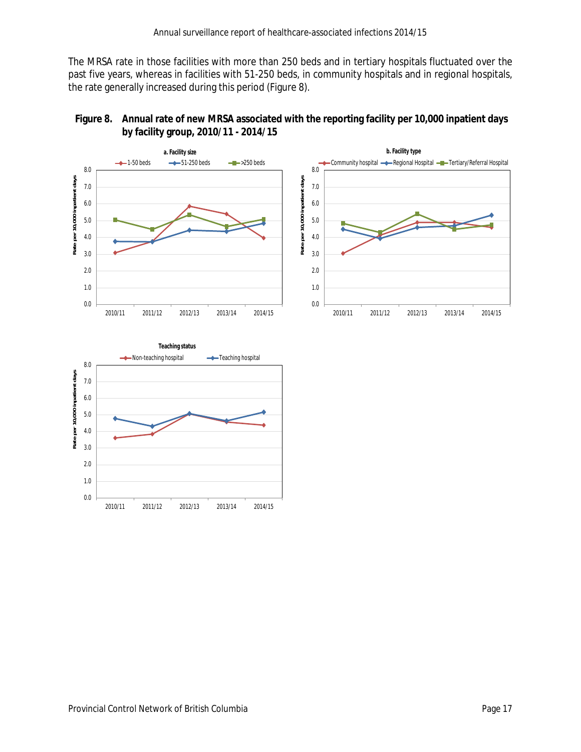The MRSA rate in those facilities with more than 250 beds and in tertiary hospitals fluctuated over the past five years, whereas in facilities with 51-250 beds, in community hospitals and in regional hospitals, the rate generally increased during this period (Figure 8).

**Figure 8. Annual rate of new MRSA associated with the reporting facility per 10,000 inpatient days by facility group, 2010/11 - 2014/15**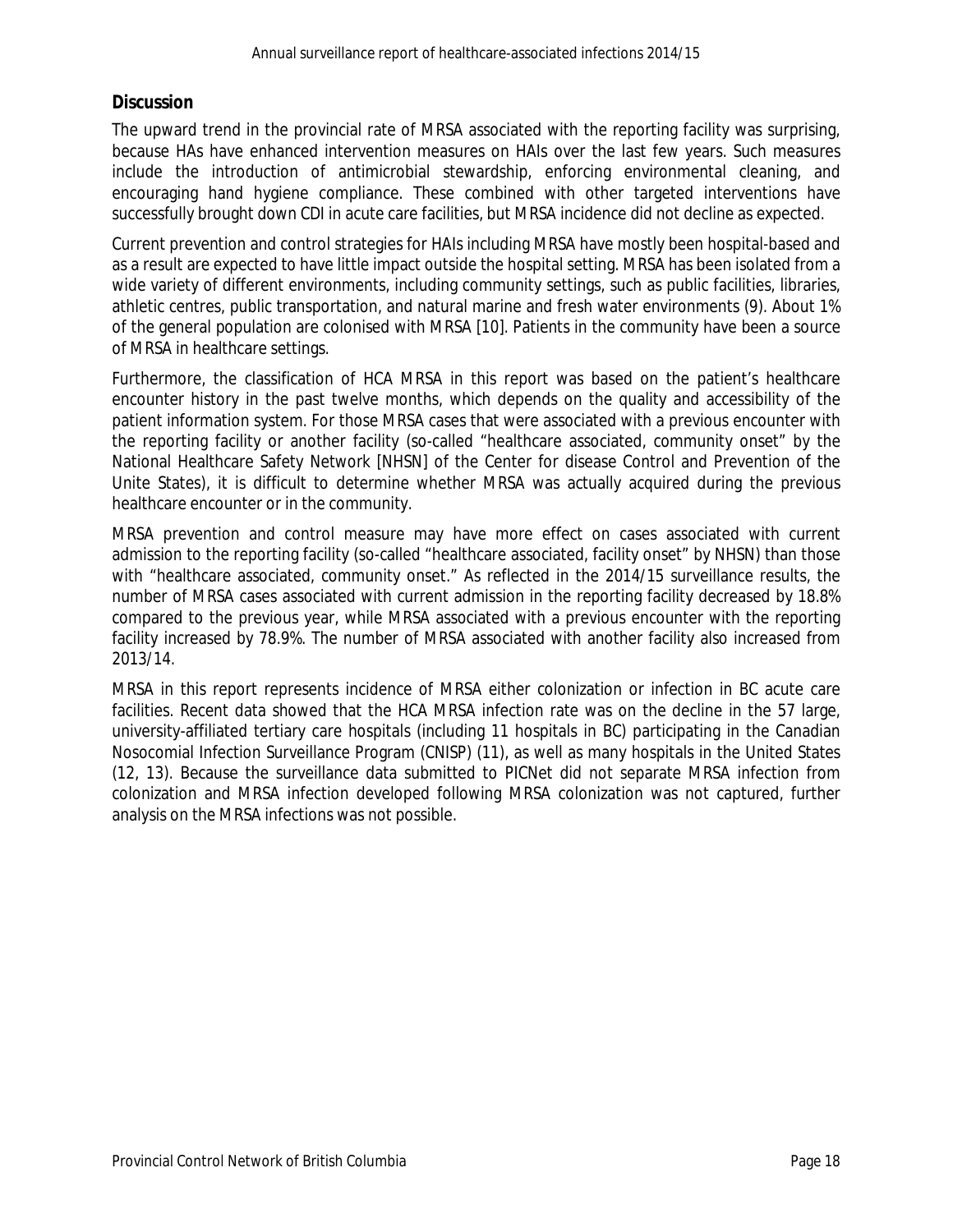## Discussion

The upward trend in the provincial rate of MRSA associated with the reporting facility was surprising, because HAs have enhanced intervention measures on HAIs over the last few years. Such measures include the introduction of antimicrobial stewardship, enforcing environmental cleaning, and encouraging hand hygiene compliance. These combined with other targeted interventions have successfully brought down CDI in acute care facilities, but MRSA incidence did not decline as expected.

Current prevention and control strategies for HAIs including MRSA have mostly been hospital-based and as a result are expected to have little impact outside the hospital setting. MRSA has been isolated from a wide variety of different environments, including community settings, such as public facilities, libraries, athletic centres, public transportation, and natural marine and fresh water environments (9). About 1% of the general population are colonised with MRSA [10]. Patients in the community have been a source of MRSA in healthcare settings.

Furthermore, the classification of HCA MRSA in this report was based on the patient's healthcare encounter history in the past twelve months, which depends on the quality and accessibility of the patient information system. For those MRSA cases that were associated with a previous encounter with the reporting facility or another facility (so-called "healthcare associated, community onset" by the National Healthcare Safety Network [NHSN] of the Center for disease Control and Prevention of the Unite States), it is difficult to determine whether MRSA was actually acquired during the previous healthcare encounter or in the community.

MRSA prevention and control measure may have more effect on cases associated with current admission to the reporting facility (so-called "healthcare associated, facility onset" by NHSN) than those with "healthcare associated, community onset." As reflected in the 2014/15 surveillance results, the number of MRSA cases associated with current admission in the reporting facility decreased by 18.8% compared to the previous year, while MRSA associated with a previous encounter with the reporting facility increased by 78.9%. The number of MRSA associated with another facility also increased from 2013/14.

MRSA in this report represents incidence of MRSA either colonization or infection in BC acute care facilities. Recent data showed that the HCA MRSA infection rate was on the decline in the 57 large, university-affiliated tertiary care hospitals (including 11 hospitals in BC) participating in the Canadian Nosocomial Infection Surveillance Program (CNISP) (11), as well as many hospitals in the United States (12, 13). Because the surveillance data submitted to PICNet did not separate MRSA infection from colonization and MRSA infection developed following MRSA colonization was not captured, further analysis on the MRSA infections was not possible.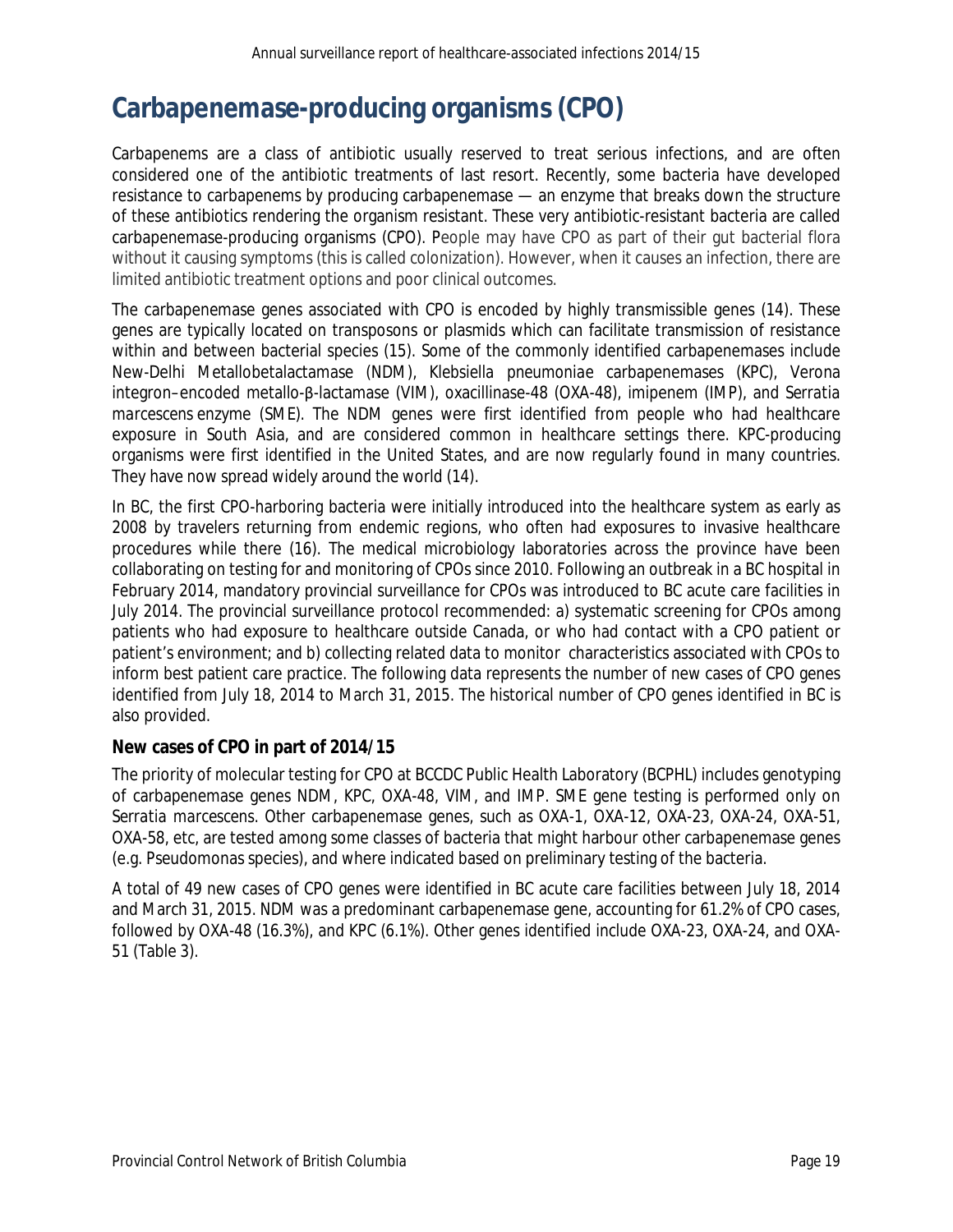# Carbapenemase-producing organisms (CPO)

Carbapenems are a class of antibiotic usually reserved to treat serious infections, and are often considered one of the antibiotic treatments of last resort. Recently, some bacteria have developed resistance to carbapenems by producing carbapenemase — an enzyme that breaks down the structure of these antibiotics rendering the organism resistant. These very antibiotic-resistant bacteria are called carbapenemase-producing organisms (CPO). People may have CPO as part of their gut bacterial flora without it causing symptoms (this is called colonization). However, when it causes an infection, there are limited antibiotic treatment options and poor clinical outcomes.

The carbapenemase genes associated with CPO is encoded by highly transmissible genes (14). These genes are typically located on transposons or plasmids which can facilitate transmission of resistance within and between bacterial species (15). Some of the commonly identified carbapenemases include New-Delhi Metallobetalactamase (NDM), *Klebsiella pneumoniae* carbapenemases (KPC), Verona integron–encoded metallo-β-lactamase (VIM), oxacillinase-48 (OXA-48), imipenem (IMP), and *Serratia marcescens* enzyme (SME). The NDM genes were first identified from people who had healthcare exposure in South Asia, and are considered common in healthcare settings there. KPC-producing organisms were first identified in the United States, and are now regularly found in many countries. They have now spread widely around the world (14).

In BC, the first CPO-harboring bacteria were initially introduced into the healthcare system as early as 2008 by travelers returning from endemic regions, who often had exposures to invasive healthcare procedures while there (16). The medical microbiology laboratories across the province have been collaborating on testing for and monitoring of CPOs since 2010. Following an outbreak in a BC hospital in February 2014, mandatory provincial surveillance for CPOs was introduced to BC acute care facilities in July 2014. The provincial surveillance protocol recommended: a) systematic screening for CPOs among patients who had exposure to healthcare outside Canada, or who had contact with a CPO patient or patient's environment; and b) collecting related data to monitor characteristics associated with CPOs to inform best patient care practice. The following data represents the number of new cases of CPO genes identified from July 18, 2014 to March 31, 2015. The historical number of CPO genes identified in BC is also provided.

### New cases of CPO in part of 2014/15

The priority of molecular testing for CPO at BCCDC Public Health Laboratory (BCPHL) includes genotyping of carbapenemase genes NDM, KPC, OXA-48, VIM, and IMP. SME gene testing is performed only on *Serratia marcescens*. Other carbapenemase genes, such as OXA-1, OXA-12, OXA-23, OXA-24, OXA-51, OXA-58, etc, are tested among some classes of bacteria that might harbour other carbapenemase genes (e.g. Pseudomonas species), and where indicated based on preliminary testing of the bacteria.

A total of 49 new cases of CPO genes were identified in BC acute care facilities between July 18, 2014 and March 31, 2015. NDM was a predominant carbapenemase gene, accounting for 61.2% of CPO cases, followed by OXA-48 (16.3%), and KPC (6.1%). Other genes identified include OXA-23, OXA-24, and OXA-51 (Table 3).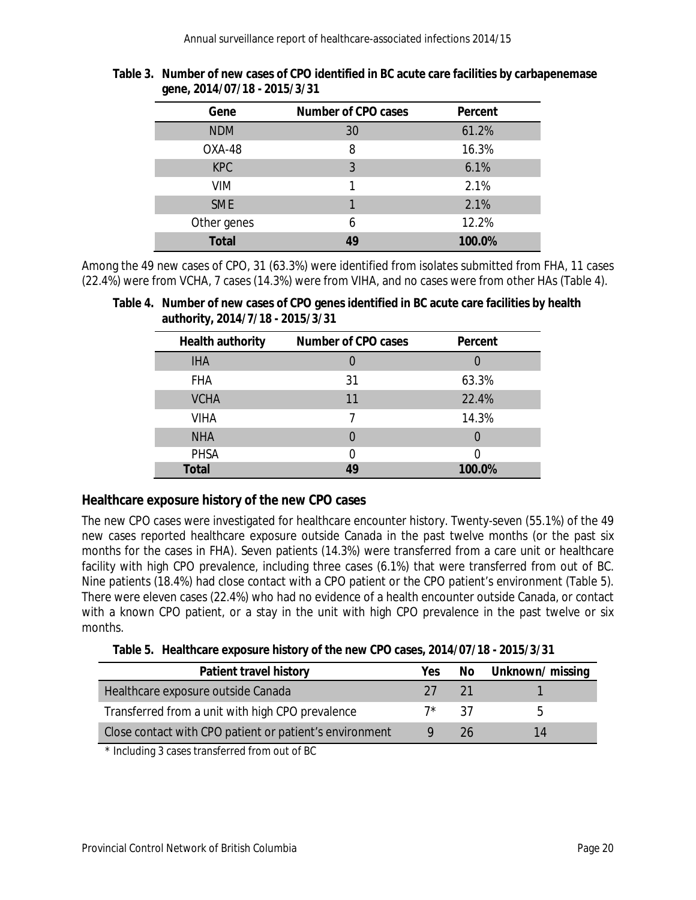**Table 3. Number of new cases of CPO identified in BC acute care facilities by carbapenemase gene, 2014/07/18 - 2015/3/31**

| Gene | Number of CPO cases | Percent |
|---|---|---|
| NDM | 30 | 61.2% |
| OXA-48 | 8 | 16.3% |
| KPC | 3 | 6.1% |
| VIM | 1 | 2.1% |
| SME | 1 | 2.1% |
| Other genes | 6 | 12.2% |
| **Total** | **49** | **100.0%** |

Among the 49 new cases of CPO, 31 (63.3%) were identified from isolates submitted from FHA, 11 cases (22.4%) were from VCHA, 7 cases (14.3%) were from VIHA, and no cases were from other HAs (Table 4).

**Table 4. Number of new cases of CPO genes identified in BC acute care facilities by health authority, 2014/7/18 - 2015/3/31**

| Health authority | Number of CPO cases | Percent |
|---|---|---|
| IHA | 0 | 0 |
| FHA | 31 | 63.3% |
| VCHA | 11 | 22.4% |
| VIHA | 7 | 14.3% |
| NHA | 0 | 0 |
| PHSA | 0 | 0 |
| **Total** | **49** | **100.0%** |

## Healthcare exposure history of the new CPO cases

The new CPO cases were investigated for healthcare encounter history. Twenty-seven (55.1%) of the 49 new cases reported healthcare exposure outside Canada in the past twelve months (or the past six months for the cases in FHA). Seven patients (14.3%) were transferred from a care unit or healthcare facility with high CPO prevalence, including three cases (6.1%) that were transferred from out of BC. Nine patients (18.4%) had close contact with a CPO patient or the CPO patient's environment (Table 5). There were eleven cases (22.4%) who had no evidence of a health encounter outside Canada, or contact with a known CPO patient, or a stay in the unit with high CPO prevalence in the past twelve or six months.

**Table 5. Healthcare exposure history of the new CPO cases, 2014/07/18 - 2015/3/31**

| Patient travel history | Yes | No | Unknown/ missing |
|---|---|---|---|
| Healthcare exposure outside Canada | 27 | 21 | 1 |
| Transferred from a unit with high CPO prevalence | 7* | 37 | 5 |
| Close contact with CPO patient or patient's environment | 9 | 26 | 14 |

\* Including 3 cases transferred from out of BC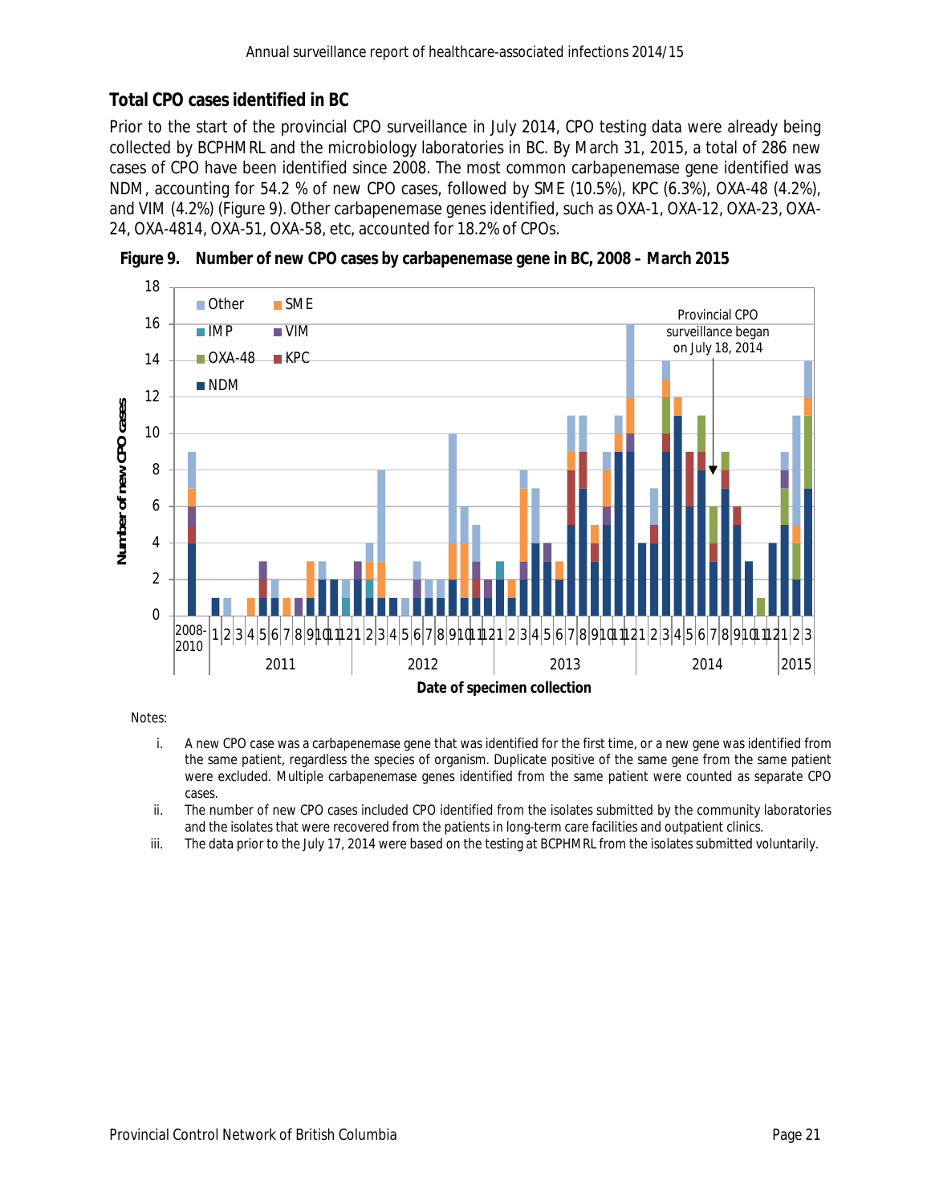## Total CPO cases identified in BC

Prior to the start of the provincial CPO surveillance in July 2014, CPO testing data were already being collected by BCPHMRL and the microbiology laboratories in BC. By March 31, 2015, a total of 286 new cases of CPO have been identified since 2008. The most common carbapenemase gene identified was NDM, accounting for 54.2 % of new CPO cases, followed by SME (10.5%), KPC (6.3%), OXA-48 (4.2%), and VIM (4.2%) (Figure 9). Other carbapenemase genes identified, such as OXA-1, OXA-12, OXA-23, OXA-24, OXA-4814, OXA-51, OXA-58, etc, accounted for 18.2% of CPOs.

**Figure 9. Number of new CPO cases by carbapenemase gene in BC, 2008 – March 2015**

Notes:

i. A new CPO case was a carbapenemase gene that was identified for the first time, or a new gene was identified from the same patient, regardless the species of organism. Duplicate positive of the same gene from the same patient were excluded. Multiple carbapenemase genes identified from the same patient were counted as separate CPO cases.

ii. The number of new CPO cases included CPO identified from the isolates submitted by the community laboratories and the isolates that were recovered from the patients in long-term care facilities and outpatient clinics.

iii. The data prior to the July 17, 2014 were based on the testing at BCPHMRL from the isolates submitted voluntarily.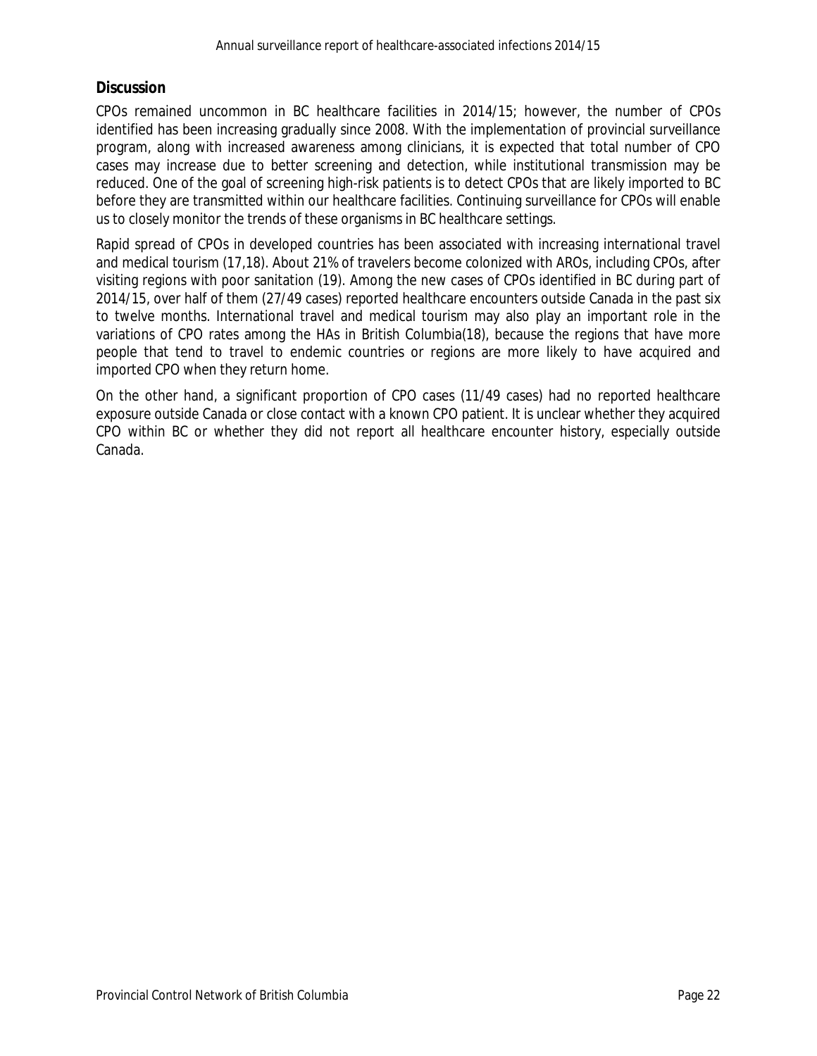## Discussion

CPOs remained uncommon in BC healthcare facilities in 2014/15; however, the number of CPOs identified has been increasing gradually since 2008. With the implementation of provincial surveillance program, along with increased awareness among clinicians, it is expected that total number of CPO cases may increase due to better screening and detection, while institutional transmission may be reduced. One of the goal of screening high-risk patients is to detect CPOs that are likely imported to BC before they are transmitted within our healthcare facilities. Continuing surveillance for CPOs will enable us to closely monitor the trends of these organisms in BC healthcare settings.

Rapid spread of CPOs in developed countries has been associated with increasing international travel and medical tourism (17,18). About 21% of travelers become colonized with AROs, including CPOs, after visiting regions with poor sanitation (19). Among the new cases of CPOs identified in BC during part of 2014/15, over half of them (27/49 cases) reported healthcare encounters outside Canada in the past six to twelve months. International travel and medical tourism may also play an important role in the variations of CPO rates among the HAs in British Columbia(18), because the regions that have more people that tend to travel to endemic countries or regions are more likely to have acquired and imported CPO when they return home.

On the other hand, a significant proportion of CPO cases (11/49 cases) had no reported healthcare exposure outside Canada or close contact with a known CPO patient. It is unclear whether they acquired CPO within BC or whether they did not report all healthcare encounter history, especially outside Canada.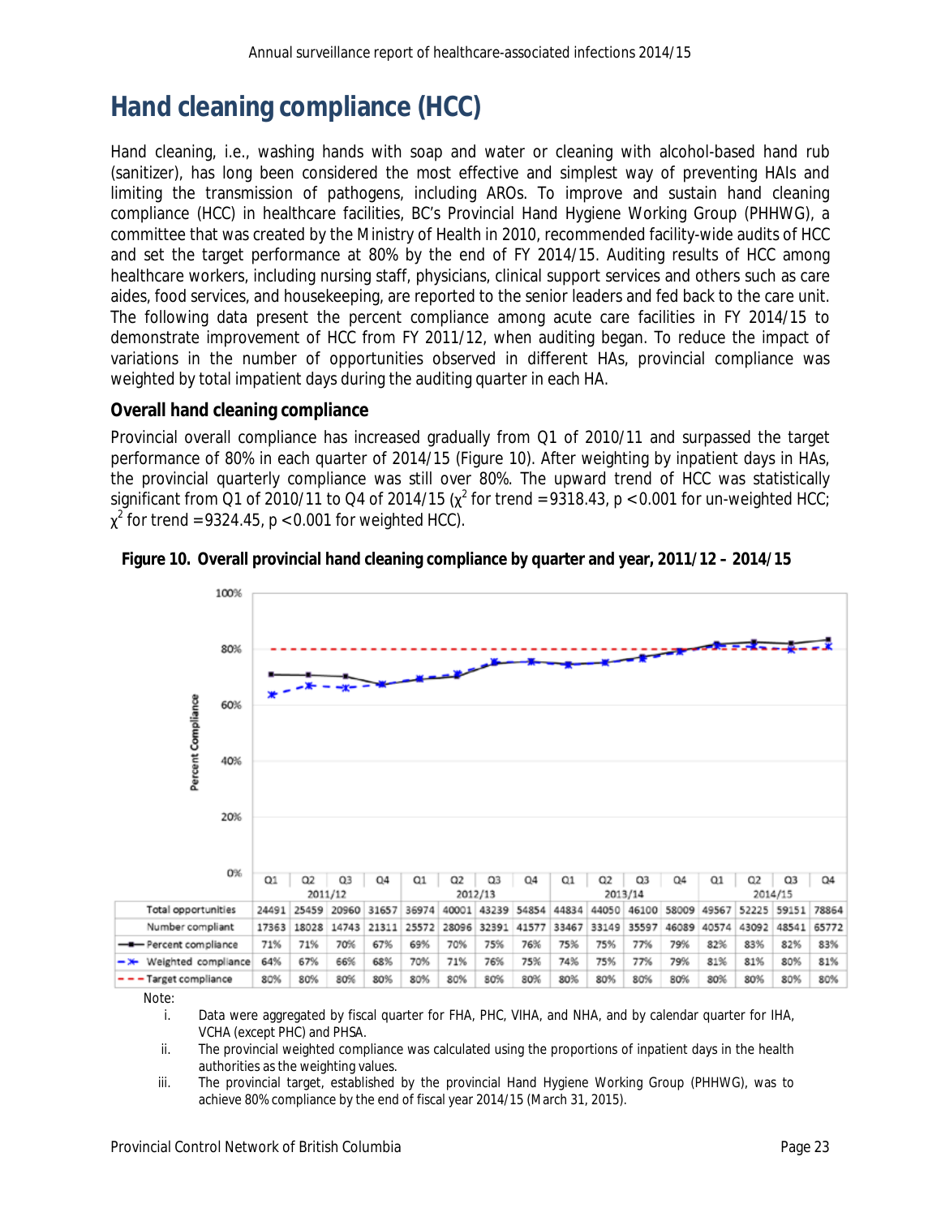# Hand cleaning compliance (HCC)

Hand cleaning, i.e., washing hands with soap and water or cleaning with alcohol-based hand rub (sanitizer), has long been considered the most effective and simplest way of preventing HAIs and limiting the transmission of pathogens, including AROs. To improve and sustain hand cleaning compliance (HCC) in healthcare facilities, BC's Provincial Hand Hygiene Working Group (PHHWG), a committee that was created by the Ministry of Health in 2010, recommended facility-wide audits of HCC and set the target performance at 80% by the end of FY 2014/15. Auditing results of HCC among healthcare workers, including nursing staff, physicians, clinical support services and others such as care aides, food services, and housekeeping, are reported to the senior leaders and fed back to the care unit. The following data present the percent compliance among acute care facilities in FY 2014/15 to demonstrate improvement of HCC from FY 2011/12, when auditing began. To reduce the impact of variations in the number of opportunities observed in different HAs, provincial compliance was weighted by total impatient days during the auditing quarter in each HA.

## Overall hand cleaning compliance

Provincial overall compliance has increased gradually from Q1 of 2010/11 and surpassed the target performance of 80% in each quarter of 2014/15 (Figure 10). After weighting by inpatient days in HAs, the provincial quarterly compliance was still over 80%. The upward trend of HCC was statistically significant from Q1 of 2010/11 to Q4 of 2014/15 ($\chi^2$ for trend = 9318.43, $p < 0.001$ for un-weighted HCC; $\chi^2$ for trend = 9324.45, $p < 0.001$ for weighted HCC).

**Figure 10. Overall provincial hand cleaning compliance by quarter and year, 2011/12 – 2014/15**

| | 2011/12 | | | | 2012/13 | | | | 2013/14 | | | | 2014/15 | | | |
|---|---|---|---|---|---|---|---|---|---|---|---|---|---|---|---|---|
| | Q1 | Q2 | Q3 | Q4 | Q1 | Q2 | Q3 | Q4 | Q1 | Q2 | Q3 | Q4 | Q1 | Q2 | Q3 | Q4 |
| Total opportunities | 24491 | 25459 | 20960 | 31657 | 36974 | 40001 | 43239 | 54854 | 44834 | 44050 | 46100 | 58009 | 49567 | 52225 | 59151 | 78864 |
| Number compliant | 17363 | 18028 | 14743 | 21311 | 25572 | 28096 | 32391 | 41577 | 33467 | 33149 | 35597 | 46089 | 40574 | 43092 | 48541 | 65772 |
| Percent compliance | 71% | 71% | 70% | 67% | 69% | 70% | 75% | 76% | 75% | 75% | 77% | 79% | 82% | 83% | 82% | 83% |
| Weighted compliance | 64% | 67% | 66% | 68% | 70% | 71% | 76% | 75% | 74% | 75% | 77% | 79% | 81% | 81% | 80% | 81% |
| Target compliance | 80% | 80% | 80% | 80% | 80% | 80% | 80% | 80% | 80% | 80% | 80% | 80% | 80% | 80% | 80% | 80% |

Note:

i. Data were aggregated by fiscal quarter for FHA, PHC, VIHA, and NHA, and by calendar quarter for IHA, VCHA (except PHC) and PHSA.

ii. The provincial weighted compliance was calculated using the proportions of inpatient days in the health authorities as the weighting values.

iii. The provincial target, established by the provincial Hand Hygiene Working Group (PHHWG), was to achieve 80% compliance by the end of fiscal year 2014/15 (March 31, 2015).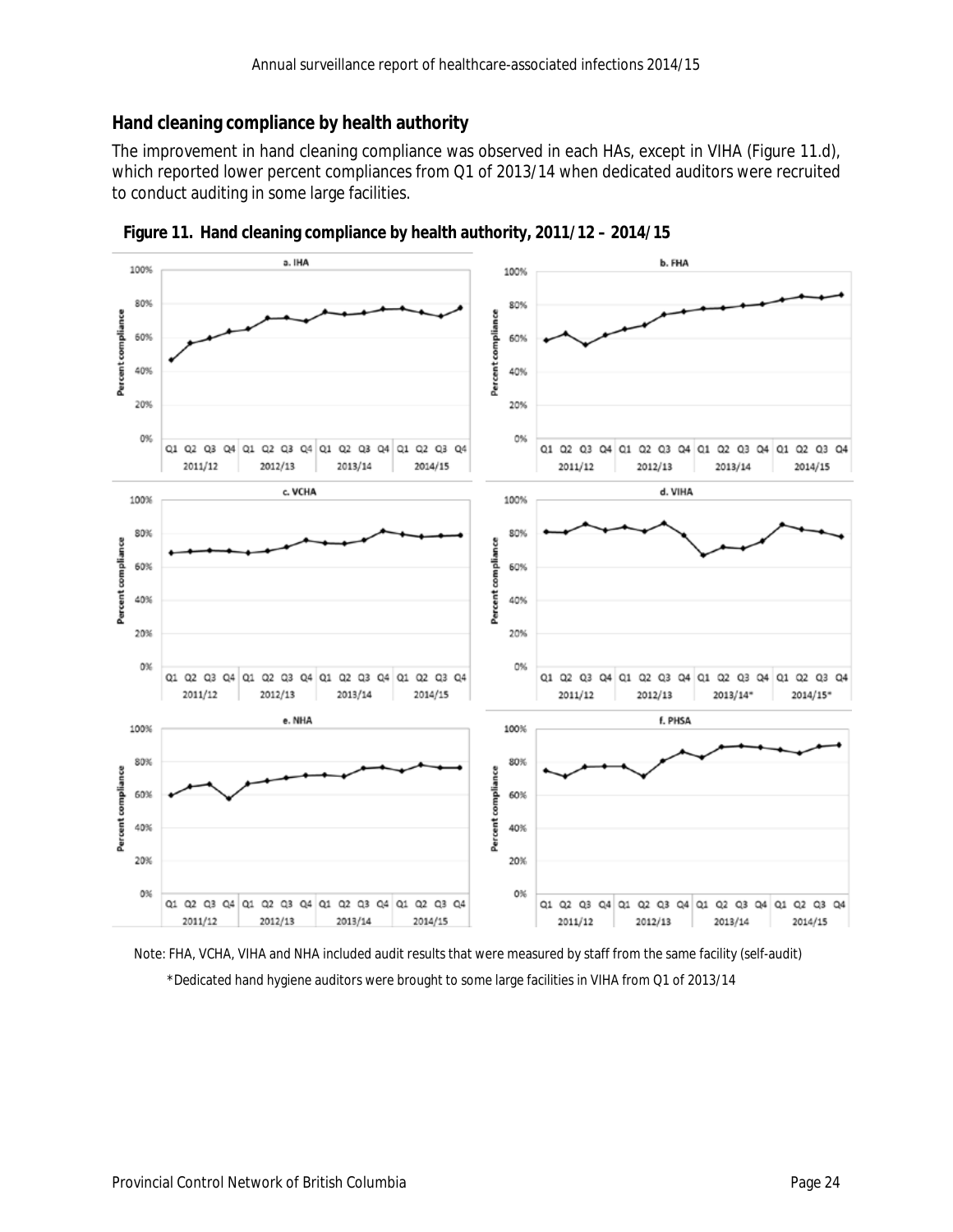## Hand cleaning compliance by health authority

The improvement in hand cleaning compliance was observed in each HAs, except in VIHA (Figure 11.d), which reported lower percent compliances from Q1 of 2013/14 when dedicated auditors were recruited to conduct auditing in some large facilities.

**Figure 11. Hand cleaning compliance by health authority, 2011/12 – 2014/15**

Note: FHA, VCHA, VIHA and NHA included audit results that were measured by staff from the same facility (self-audit)

*Dedicated hand hygiene auditors were brought to some large facilities in VIHA from Q1 of 2013/14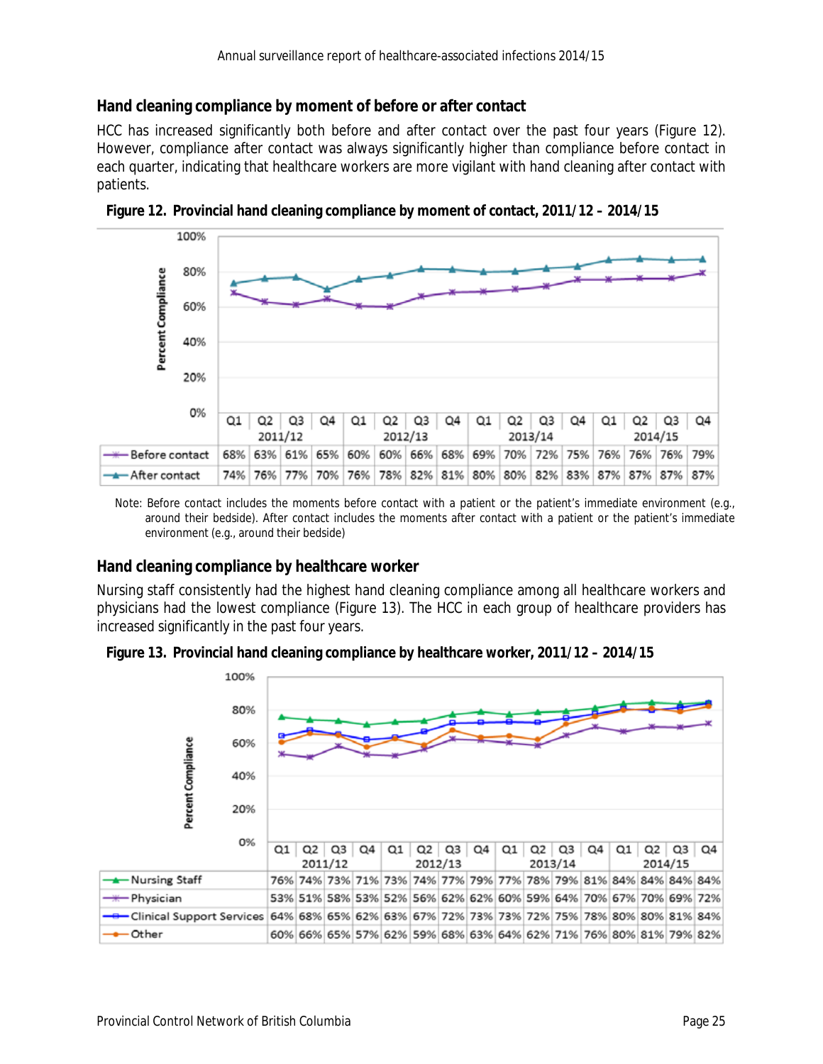## Hand cleaning compliance by moment of before or after contact

HCC has increased significantly both before and after contact over the past four years (Figure 12). However, compliance after contact was always significantly higher than compliance before contact in each quarter, indicating that healthcare workers are more vigilant with hand cleaning after contact with patients.

**Figure 12. Provincial hand cleaning compliance by moment of contact, 2011/12 – 2014/15**

| | 2011/12 Q1 | Q2 | Q3 | Q4 | 2012/13 Q1 | Q2 | Q3 | Q4 | 2013/14 Q1 | Q2 | Q3 | Q4 | 2014/15 Q1 | Q2 | Q3 | Q4 |
|---|---|---|---|---|---|---|---|---|---|---|---|---|---|---|---|---|
| Before contact | 68% | 63% | 61% | 65% | 60% | 60% | 66% | 68% | 69% | 70% | 72% | 75% | 76% | 76% | 76% | 79% |
| After contact | 74% | 76% | 77% | 70% | 76% | 78% | 82% | 81% | 80% | 80% | 82% | 83% | 87% | 87% | 87% | 87% |

Note: Before contact includes the moments before contact with a patient or the patient's immediate environment (e.g., around their bedside). After contact includes the moments after contact with a patient or the patient's immediate environment (e.g., around their bedside)

## Hand cleaning compliance by healthcare worker

Nursing staff consistently had the highest hand cleaning compliance among all healthcare workers and physicians had the lowest compliance (Figure 13). The HCC in each group of healthcare providers has increased significantly in the past four years.

**Figure 13. Provincial hand cleaning compliance by healthcare worker, 2011/12 – 2014/15**

| | 2011/12 Q1 | Q2 | Q3 | Q4 | 2012/13 Q1 | Q2 | Q3 | Q4 | 2013/14 Q1 | Q2 | Q3 | Q4 | 2014/15 Q1 | Q2 | Q3 | Q4 |
|---|---|---|---|---|---|---|---|---|---|---|---|---|---|---|---|---|
| Nursing Staff | 76% | 74% | 73% | 71% | 73% | 74% | 77% | 79% | 77% | 78% | 79% | 81% | 84% | 84% | 84% | 84% |
| Physician | 53% | 51% | 58% | 53% | 52% | 56% | 62% | 62% | 60% | 59% | 64% | 70% | 67% | 70% | 69% | 72% |
| Clinical Support Services | 64% | 68% | 65% | 62% | 63% | 67% | 72% | 73% | 73% | 72% | 75% | 78% | 80% | 80% | 81% | 84% |
| Other | 60% | 66% | 65% | 57% | 62% | 59% | 68% | 63% | 64% | 62% | 71% | 76% | 80% | 81% | 79% | 82% |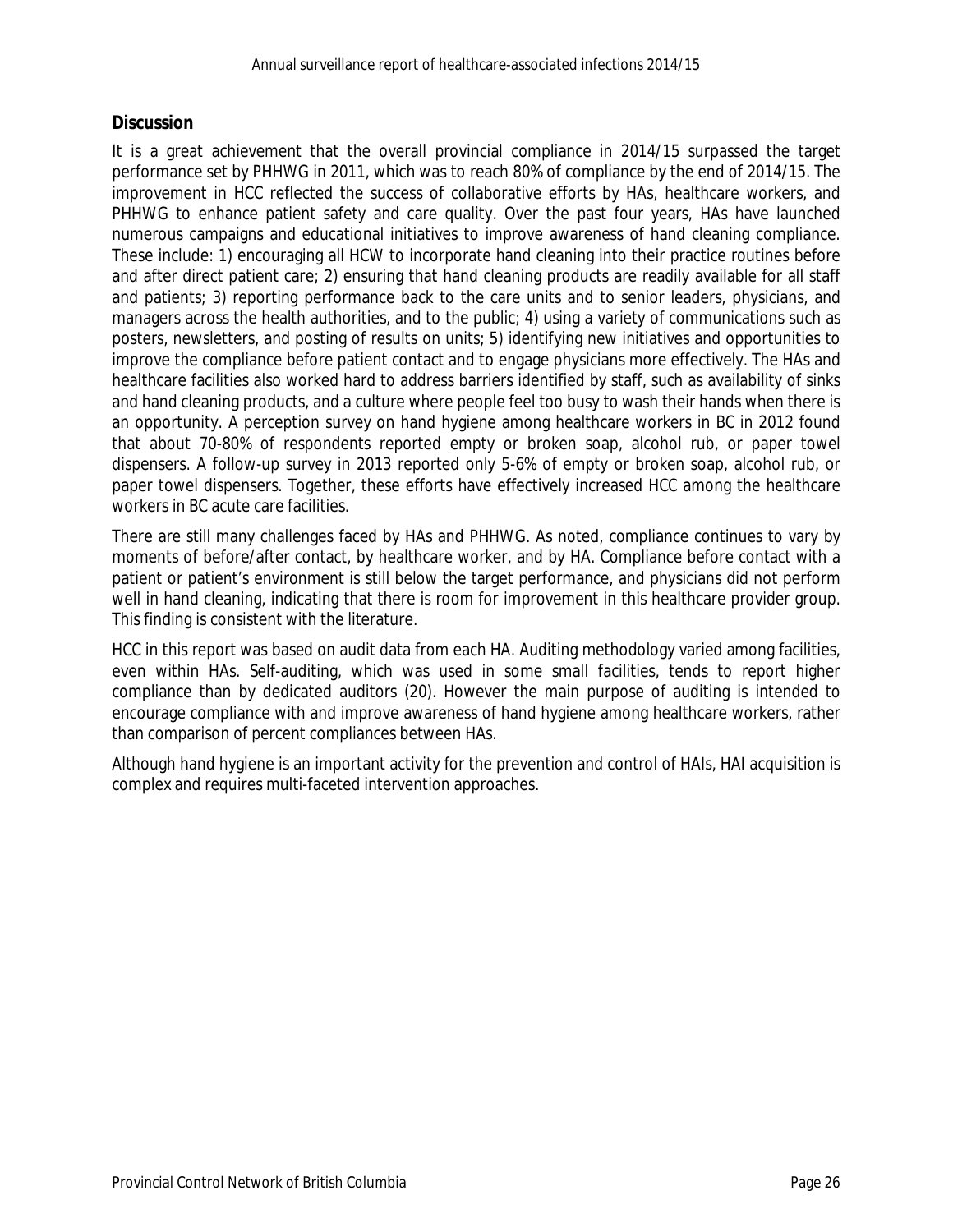## Discussion

It is a great achievement that the overall provincial compliance in 2014/15 surpassed the target performance set by PHHWG in 2011, which was to reach 80% of compliance by the end of 2014/15. The improvement in HCC reflected the success of collaborative efforts by HAs, healthcare workers, and PHHWG to enhance patient safety and care quality. Over the past four years, HAs have launched numerous campaigns and educational initiatives to improve awareness of hand cleaning compliance. These include: 1) encouraging all HCW to incorporate hand cleaning into their practice routines before and after direct patient care; 2) ensuring that hand cleaning products are readily available for all staff and patients; 3) reporting performance back to the care units and to senior leaders, physicians, and managers across the health authorities, and to the public; 4) using a variety of communications such as posters, newsletters, and posting of results on units; 5) identifying new initiatives and opportunities to improve the compliance before patient contact and to engage physicians more effectively. The HAs and healthcare facilities also worked hard to address barriers identified by staff, such as availability of sinks and hand cleaning products, and a culture where people feel too busy to wash their hands when there is an opportunity. A perception survey on hand hygiene among healthcare workers in BC in 2012 found that about 70-80% of respondents reported empty or broken soap, alcohol rub, or paper towel dispensers. A follow-up survey in 2013 reported only 5-6% of empty or broken soap, alcohol rub, or paper towel dispensers. Together, these efforts have effectively increased HCC among the healthcare workers in BC acute care facilities.

There are still many challenges faced by HAs and PHHWG. As noted, compliance continues to vary by moments of before/after contact, by healthcare worker, and by HA. Compliance before contact with a patient or patient's environment is still below the target performance, and physicians did not perform well in hand cleaning, indicating that there is room for improvement in this healthcare provider group. This finding is consistent with the literature.

HCC in this report was based on audit data from each HA. Auditing methodology varied among facilities, even within HAs. Self-auditing, which was used in some small facilities, tends to report higher compliance than by dedicated auditors (20). However the main purpose of auditing is intended to encourage compliance with and improve awareness of hand hygiene among healthcare workers, rather than comparison of percent compliances between HAs.

Although hand hygiene is an important activity for the prevention and control of HAIs, HAI acquisition is complex and requires multi-faceted intervention approaches.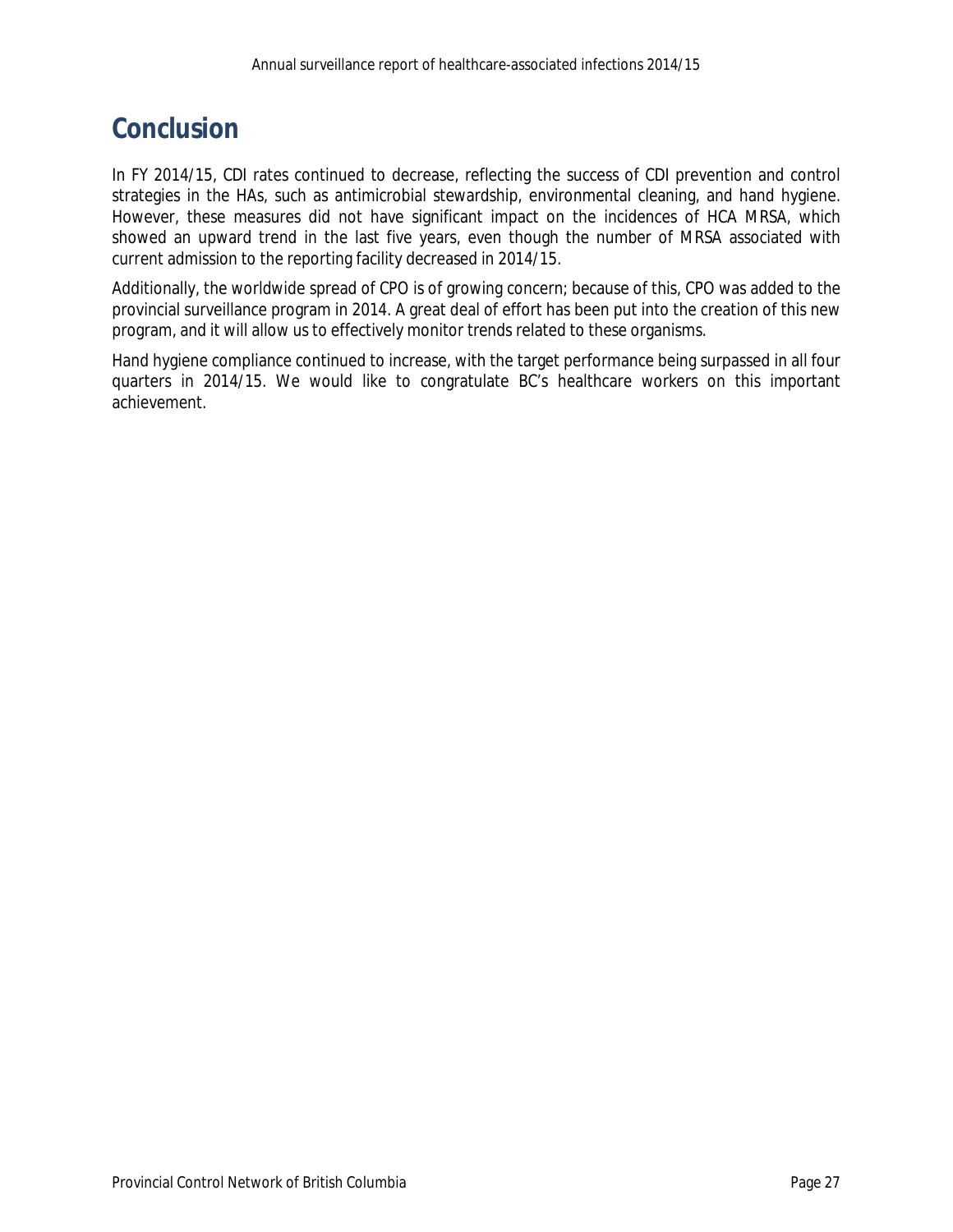# Conclusion

In FY 2014/15, CDI rates continued to decrease, reflecting the success of CDI prevention and control strategies in the HAs, such as antimicrobial stewardship, environmental cleaning, and hand hygiene. However, these measures did not have significant impact on the incidences of HCA MRSA, which showed an upward trend in the last five years, even though the number of MRSA associated with current admission to the reporting facility decreased in 2014/15.

Additionally, the worldwide spread of CPO is of growing concern; because of this, CPO was added to the provincial surveillance program in 2014. A great deal of effort has been put into the creation of this new program, and it will allow us to effectively monitor trends related to these organisms.

Hand hygiene compliance continued to increase, with the target performance being surpassed in all four quarters in 2014/15. We would like to congratulate BC's healthcare workers on this important achievement.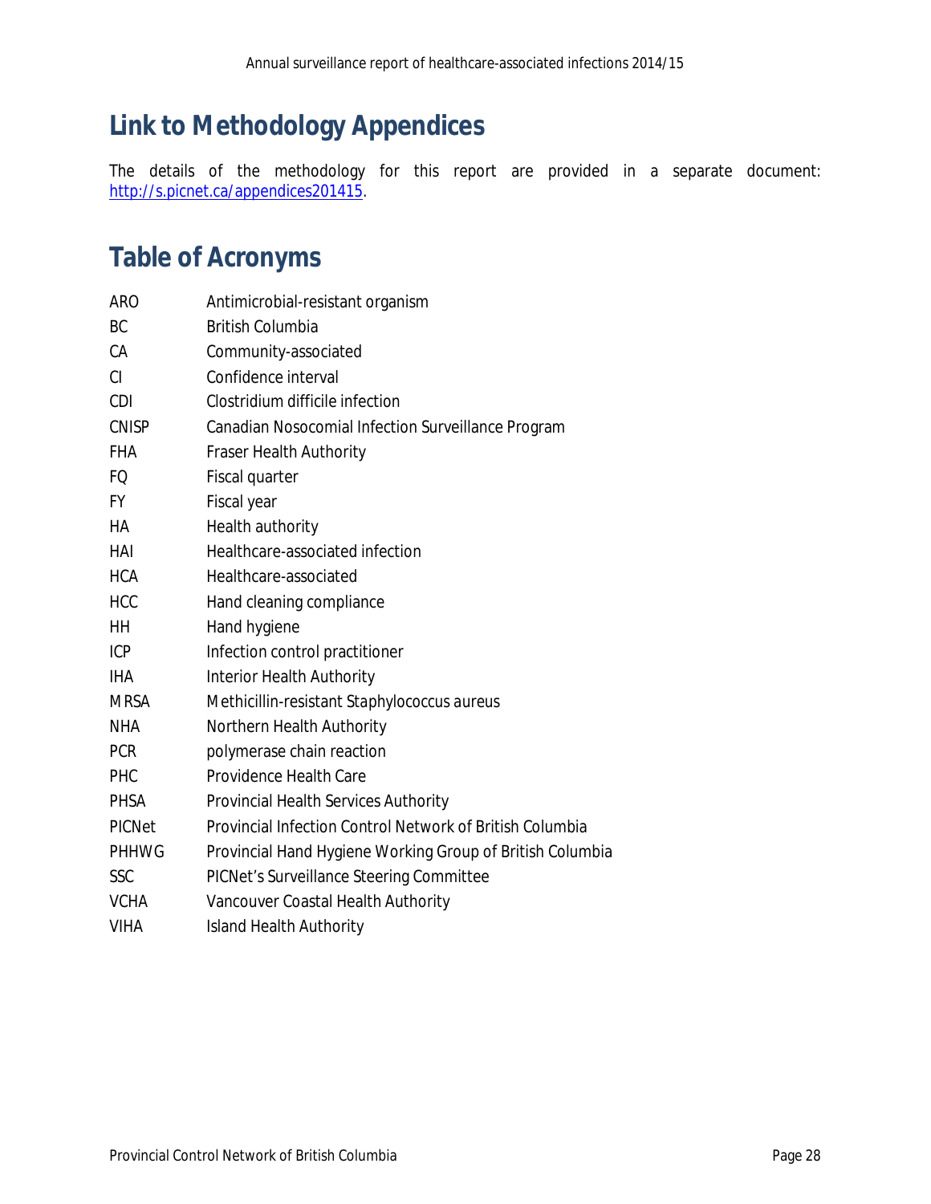## Link to Methodology Appendices

The details of the methodology for this report are provided in a separate document: http://s.picnet.ca/appendices201415.

## Table of Acronyms

| | |
|---|---|
| ARO | Antimicrobial-resistant organism |
| BC | British Columbia |
| CA | Community-associated |
| CI | Confidence interval |
| CDI | Clostridium difficile infection |
| CNISP | Canadian Nosocomial Infection Surveillance Program |
| FHA | Fraser Health Authority |
| FQ | Fiscal quarter |
| FY | Fiscal year |
| HA | Health authority |
| HAI | Healthcare-associated infection |
| HCA | Healthcare-associated |
| HCC | Hand cleaning compliance |
| HH | Hand hygiene |
| ICP | Infection control practitioner |
| IHA | Interior Health Authority |
| MRSA | Methicillin-resistant Staphylococcus aureus |
| NHA | Northern Health Authority |
| PCR | polymerase chain reaction |
| PHC | Providence Health Care |
| PHSA | Provincial Health Services Authority |
| PICNet | Provincial Infection Control Network of British Columbia |
| PHHWG | Provincial Hand Hygiene Working Group of British Columbia |
| SSC | PICNet's Surveillance Steering Committee |
| VCHA | Vancouver Coastal Health Authority |
| VIHA | Island Health Authority |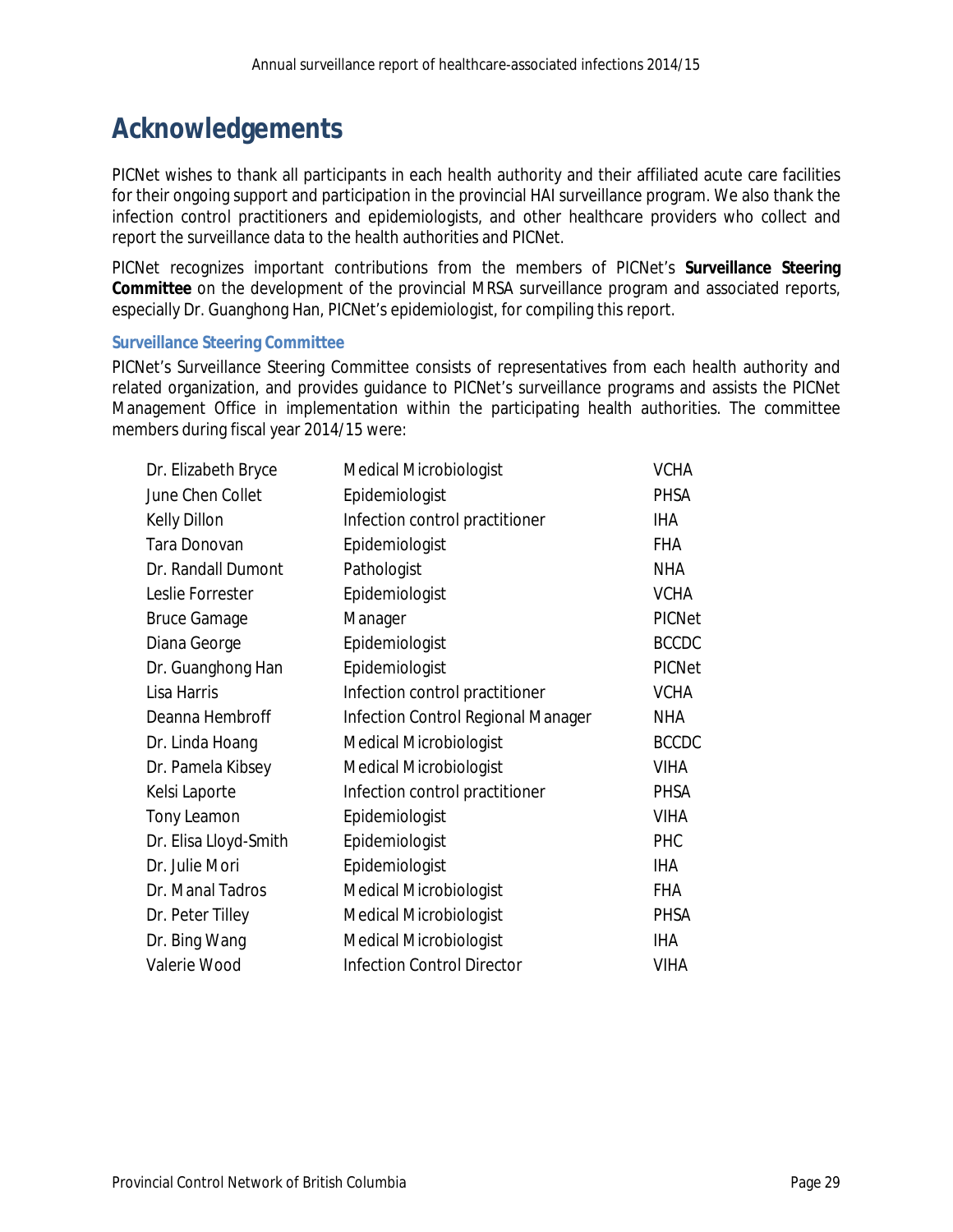# Acknowledgements

PICNet wishes to thank all participants in each health authority and their affiliated acute care facilities for their ongoing support and participation in the provincial HAI surveillance program. We also thank the infection control practitioners and epidemiologists, and other healthcare providers who collect and report the surveillance data to the health authorities and PICNet.

PICNet recognizes important contributions from the members of PICNet's **Surveillance Steering Committee** on the development of the provincial MRSA surveillance program and associated reports, especially Dr. Guanghong Han, PICNet's epidemiologist, for compiling this report.

### Surveillance Steering Committee

PICNet's Surveillance Steering Committee consists of representatives from each health authority and related organization, and provides guidance to PICNet's surveillance programs and assists the PICNet Management Office in implementation within the participating health authorities. The committee members during fiscal year 2014/15 were:

| | | |
|---|---|---|
| Dr. Elizabeth Bryce | Medical Microbiologist | VCHA |
| June Chen Collet | Epidemiologist | PHSA |
| Kelly Dillon | Infection control practitioner | IHA |
| Tara Donovan | Epidemiologist | FHA |
| Dr. Randall Dumont | Pathologist | NHA |
| Leslie Forrester | Epidemiologist | VCHA |
| Bruce Gamage | Manager | PICNet |
| Diana George | Epidemiologist | BCCDC |
| Dr. Guanghong Han | Epidemiologist | PICNet |
| Lisa Harris | Infection control practitioner | VCHA |
| Deanna Hembroff | Infection Control Regional Manager | NHA |
| Dr. Linda Hoang | Medical Microbiologist | BCCDC |
| Dr. Pamela Kibsey | Medical Microbiologist | VIHA |
| Kelsi Laporte | Infection control practitioner | PHSA |
| Tony Leamon | Epidemiologist | VIHA |
| Dr. Elisa Lloyd-Smith | Epidemiologist | PHC |
| Dr. Julie Mori | Epidemiologist | IHA |
| Dr. Manal Tadros | Medical Microbiologist | FHA |
| Dr. Peter Tilley | Medical Microbiologist | PHSA |
| Dr. Bing Wang | Medical Microbiologist | IHA |
| Valerie Wood | Infection Control Director | VIHA |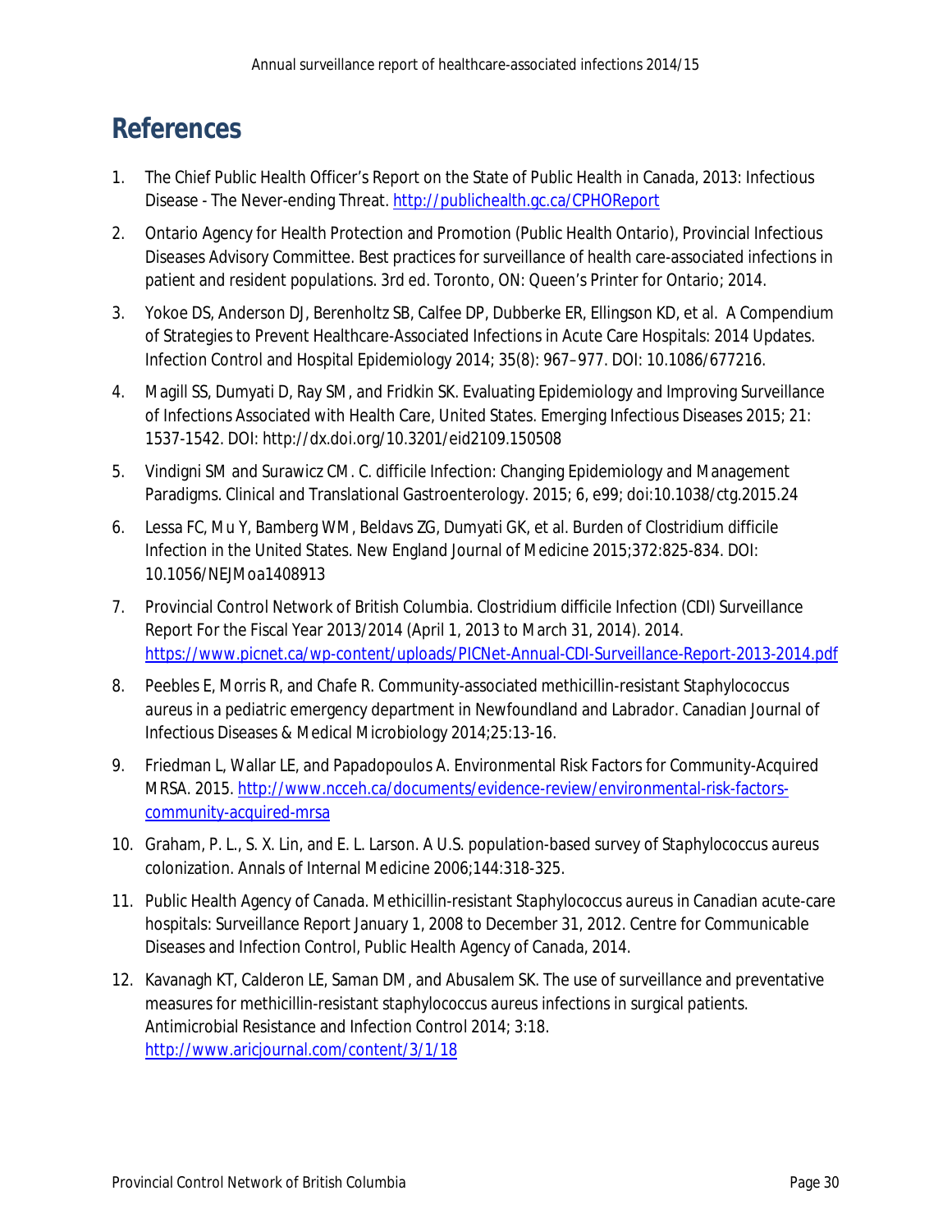# References

1. The Chief Public Health Officer's Report on the State of Public Health in Canada, 2013: Infectious Disease - The Never-ending Threat. http://publichealth.gc.ca/CPHOReport
2. Ontario Agency for Health Protection and Promotion (Public Health Ontario), Provincial Infectious Diseases Advisory Committee. Best practices for surveillance of health care-associated infections in patient and resident populations. 3rd ed. Toronto, ON: Queen's Printer for Ontario; 2014.
3. Yokoe DS, Anderson DJ, Berenholtz SB, Calfee DP, Dubberke ER, Ellingson KD, et al. A Compendium of Strategies to Prevent Healthcare-Associated Infections in Acute Care Hospitals: 2014 Updates. Infection Control and Hospital Epidemiology 2014; 35(8): 967–977. DOI: 10.1086/677216.
4. Magill SS, Dumyati D, Ray SM, and Fridkin SK. Evaluating Epidemiology and Improving Surveillance of Infections Associated with Health Care, United States. Emerging Infectious Diseases 2015; 21: 1537-1542. DOI: http://dx.doi.org/10.3201/eid2109.150508
5. Vindigni SM and Surawicz CM. C. difficile Infection: Changing Epidemiology and Management Paradigms. Clinical and Translational Gastroenterology. 2015; 6, e99; doi:10.1038/ctg.2015.24
6. Lessa FC, Mu Y, Bamberg WM, Beldavs ZG, Dumyati GK, et al. Burden of Clostridium difficile Infection in the United States. New England Journal of Medicine 2015;372:825-834. DOI: 10.1056/NEJMoa1408913
7. Provincial Control Network of British Columbia. Clostridium difficile Infection (CDI) Surveillance Report For the Fiscal Year 2013/2014 (April 1, 2013 to March 31, 2014). 2014. https://www.picnet.ca/wp-content/uploads/PICNet-Annual-CDI-Surveillance-Report-2013-2014.pdf
8. Peebles E, Morris R, and Chafe R. Community-associated methicillin-resistant Staphylococcus aureus in a pediatric emergency department in Newfoundland and Labrador. Canadian Journal of Infectious Diseases & Medical Microbiology 2014;25:13-16.
9. Friedman L, Wallar LE, and Papadopoulos A. Environmental Risk Factors for Community-Acquired MRSA. 2015. http://www.ncceh.ca/documents/evidence-review/environmental-risk-factors-community-acquired-mrsa
10. Graham, P. L., S. X. Lin, and E. L. Larson. A U.S. population-based survey of *Staphylococcus aureus* colonization. Annals of Internal Medicine 2006;144:318-325.
11. Public Health Agency of Canada. Methicillin-resistant *Staphylococcus aureus* in Canadian acute-care hospitals: Surveillance Report January 1, 2008 to December 31, 2012. Centre for Communicable Diseases and Infection Control, Public Health Agency of Canada, 2014.
12. Kavanagh KT, Calderon LE, Saman DM, and Abusalem SK. The use of surveillance and preventative measures for methicillin-resistant staphylococcus aureus infections in surgical patients. Antimicrobial Resistance and Infection Control 2014; 3:18. http://www.aricjournal.com/content/3/1/18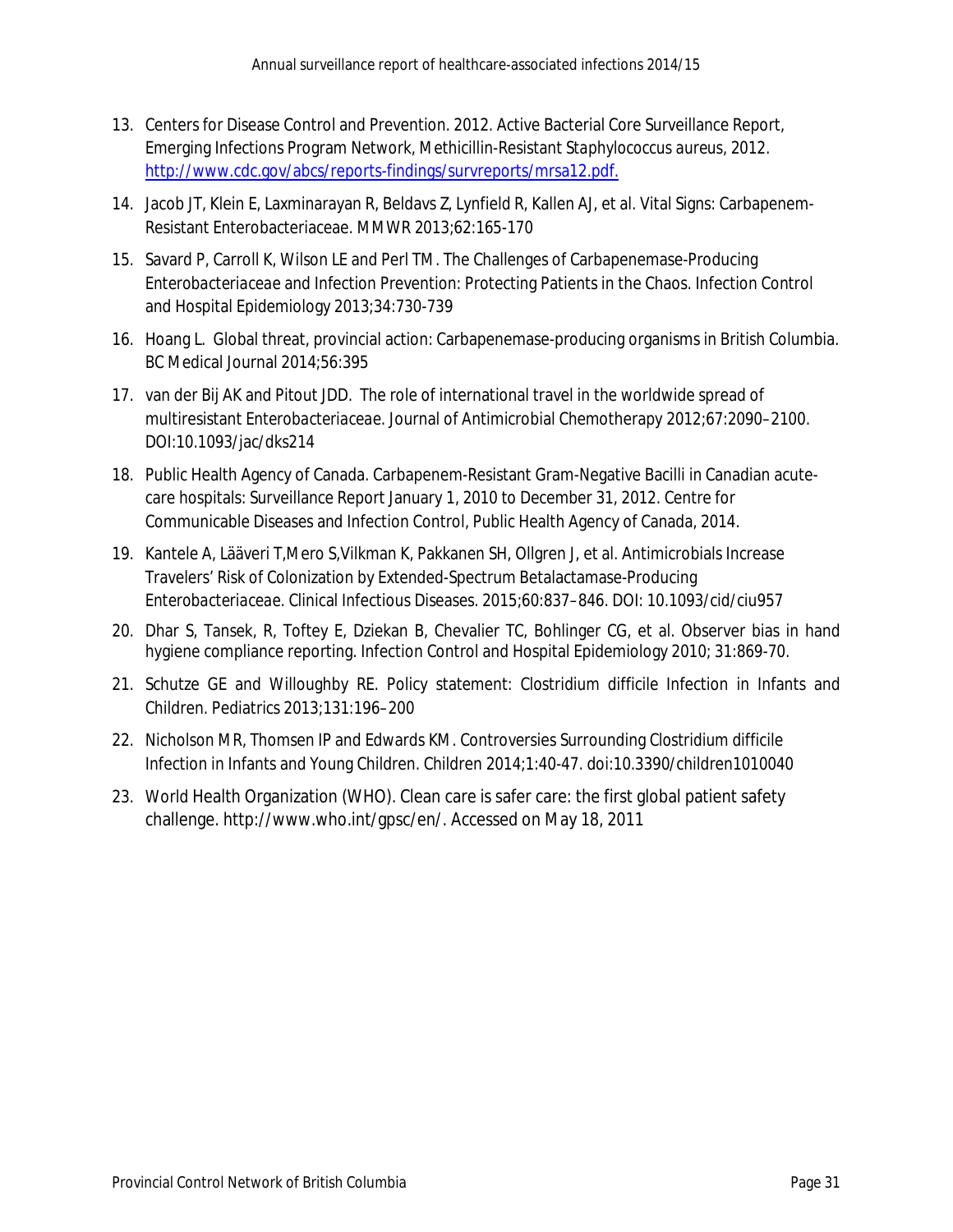13. Centers for Disease Control and Prevention. 2012. Active Bacterial Core Surveillance Report, Emerging Infections Program Network, Methicillin-Resistant *Staphylococcus aureus*, 2012. http://www.cdc.gov/abcs/reports-findings/survreports/mrsa12.pdf.

14. Jacob JT, Klein E, Laxminarayan R, Beldavs Z, Lynfield R, Kallen AJ, et al. Vital Signs: Carbapenem-Resistant Enterobacteriaceae. MMWR 2013;62:165-170

15. Savard P, Carroll K, Wilson LE and Perl TM. The Challenges of Carbapenemase-Producing *Enterobacteriaceae* and Infection Prevention: Protecting Patients in the Chaos. Infection Control and Hospital Epidemiology 2013;34:730-739

16. Hoang L. Global threat, provincial action: Carbapenemase-producing organisms in British Columbia. BC Medical Journal 2014;56:395

17. van der Bij AK and Pitout JDD. The role of international travel in the worldwide spread of multiresistant *Enterobacteriaceae*. Journal of Antimicrobial Chemotherapy 2012;67:2090–2100. DOI:10.1093/jac/dks214

18. Public Health Agency of Canada. Carbapenem-Resistant Gram-Negative Bacilli in Canadian acute-care hospitals: Surveillance Report January 1, 2010 to December 31, 2012. Centre for Communicable Diseases and Infection Control, Public Health Agency of Canada, 2014.

19. Kantele A, Lääveri T,Mero S,Vilkman K, Pakkanen SH, Ollgren J, et al. Antimicrobials Increase Travelers' Risk of Colonization by Extended-Spectrum Betalactamase-Producing *Enterobacteriaceae*. Clinical Infectious Diseases. 2015;60:837–846. DOI: 10.1093/cid/ciu957

20. Dhar S, Tansek, R, Toftey E, Dziekan B, Chevalier TC, Bohlinger CG, et al. Observer bias in hand hygiene compliance reporting. Infection Control and Hospital Epidemiology 2010; 31:869-70.

21. Schutze GE and Willoughby RE. Policy statement: Clostridium difficile Infection in Infants and Children. Pediatrics 2013;131:196–200

22. Nicholson MR, Thomsen IP and Edwards KM. Controversies Surrounding Clostridium difficile Infection in Infants and Young Children. Children 2014;1:40-47. doi:10.3390/children1010040

23. World Health Organization (WHO). Clean care is safer care: the first global patient safety challenge. http://www.who.int/gpsc/en/. Accessed on May 18, 2011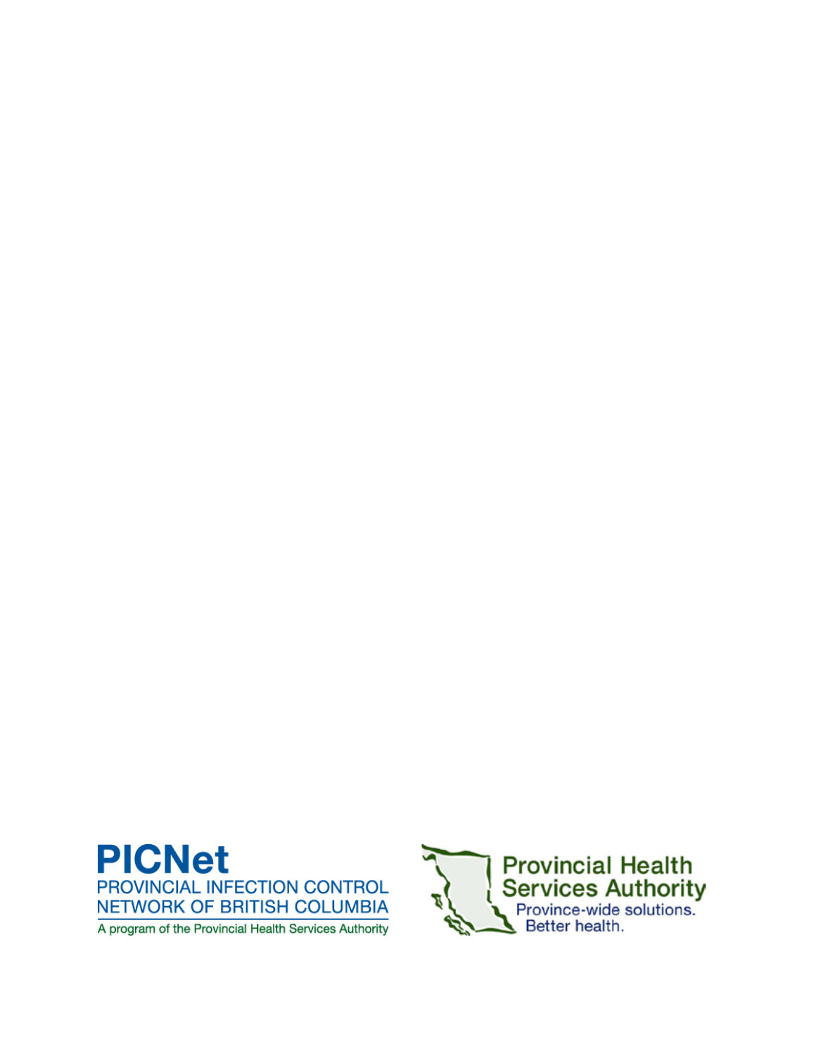PICNet

PROVINCIAL INFECTION CONTROL NETWORK OF BRITISH COLUMBIA

A program of the Provincial Health Services Authority

Provincial Health Services Authority

Province-wide solutions. Better health.